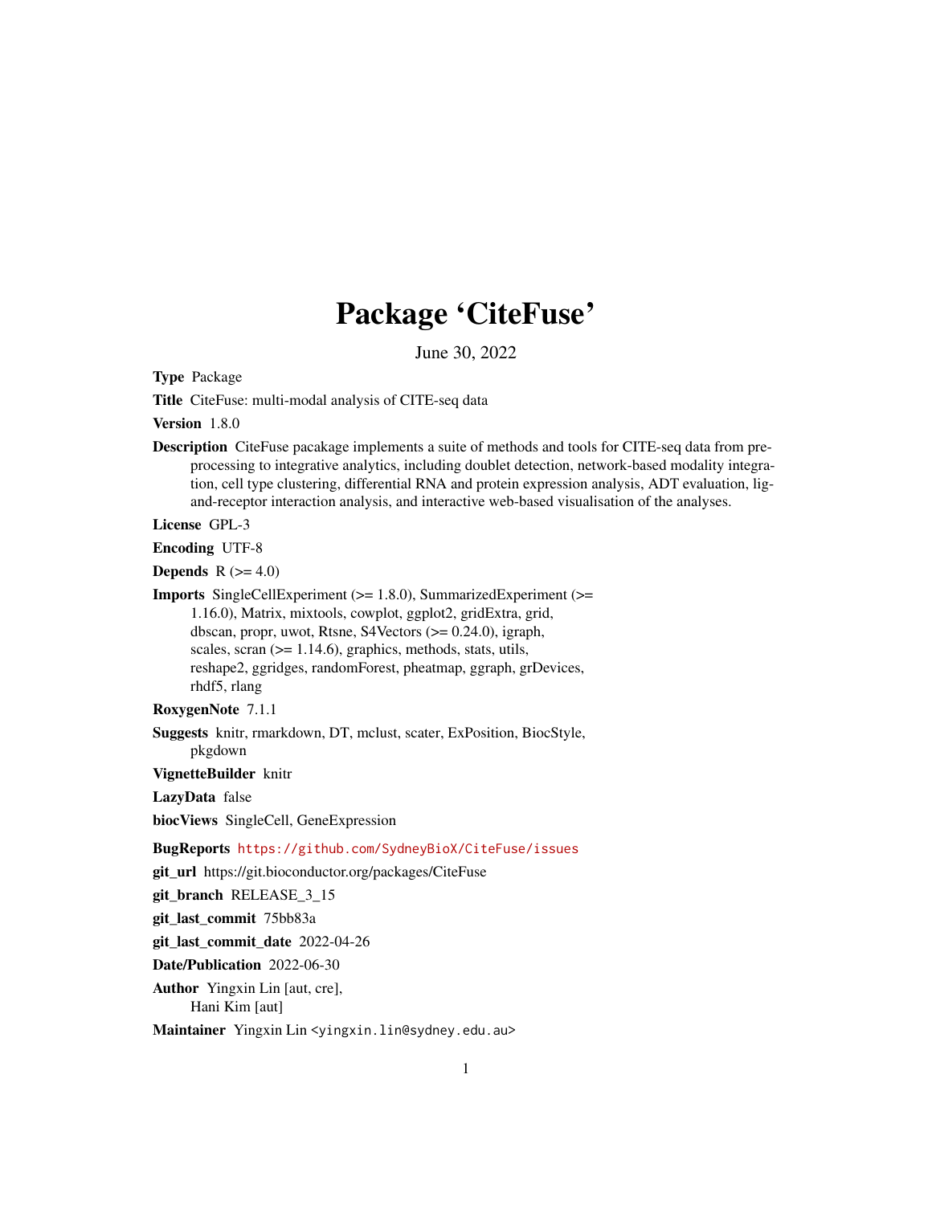# Package 'CiteFuse'

June 30, 2022

**Type** Package

**Title** CiteFuse: multi-modal analysis of CITE-seq data

**Version** 1.8.0

**Description** CiteFuse pacakage implements a suite of methods and tools for CITE-seq data from pre-processing to integrative analytics, including doublet detection, network-based modality integration, cell type clustering, differential RNA and protein expression analysis, ADT evaluation, ligand-receptor interaction analysis, and interactive web-based visualisation of the analyses.

**License** GPL-3

**Encoding** UTF-8

**Depends** R (>= 4.0)

**Imports** SingleCellExperiment (>= 1.8.0), SummarizedExperiment (>= 1.16.0), Matrix, mixtools, cowplot, ggplot2, gridExtra, grid, dbscan, propr, uwot, Rtsne, S4Vectors (>= 0.24.0), igraph, scales, scran (>= 1.14.6), graphics, methods, stats, utils, reshape2, ggridges, randomForest, pheatmap, ggraph, grDevices, rhdf5, rlang

**RoxygenNote** 7.1.1

**Suggests** knitr, rmarkdown, DT, mclust, scater, ExPosition, BiocStyle, pkgdown

**VignetteBuilder** knitr

**LazyData** false

**biocViews** SingleCell, GeneExpression

**BugReports** https://github.com/SydneyBioX/CiteFuse/issues

**git_url** https://git.bioconductor.org/packages/CiteFuse

**git_branch** RELEASE_3_15

**git_last_commit** 75bb83a

**git_last_commit_date** 2022-04-26

**Date/Publication** 2022-06-30

**Author** Yingxin Lin [aut, cre],
Hani Kim [aut]

**Maintainer** Yingxin Lin <yingxin.lin@sydney.edu.au>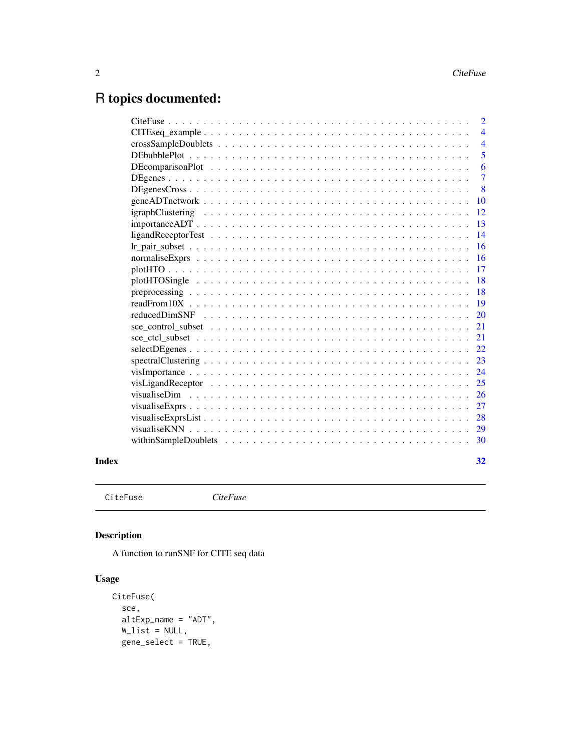# R topics documented:

| | |
|---|---|
| CiteFuse | 2 |
| CITEseq_example | 4 |
| crossSampleDoublets | 4 |
| DEbubblePlot | 5 |
| DEcomparisonPlot | 6 |
| DEgenes | 7 |
| DEgenesCross | 8 |
| geneADTnetwork | 10 |
| igraphClustering | 12 |
| importanceADT | 13 |
| ligandReceptorTest | 14 |
| lr_pair_subset | 16 |
| normaliseExprs | 16 |
| plotHTO | 17 |
| plotHTOSingle | 18 |
| preprocessing | 18 |
| readFrom10X | 19 |
| reducedDimSNF | 20 |
| sce_control_subset | 21 |
| sce_ctcl_subset | 21 |
| selectDEgenes | 22 |
| spectralClustering | 23 |
| visImportance | 24 |
| visLigandReceptor | 25 |
| visualiseDim | 26 |
| visualiseExprs | 27 |
| visualiseExprsList | 28 |
| visualiseKNN | 29 |
| withinSampleDoublets | 30 |

**Index** 32

---

## CiteFuse *CiteFuse*

### Description

A function to runSNF for CITE seq data

### Usage

```
CiteFuse(
  sce,
  altExp_name = "ADT",
  W_list = NULL,
  gene_select = TRUE,
```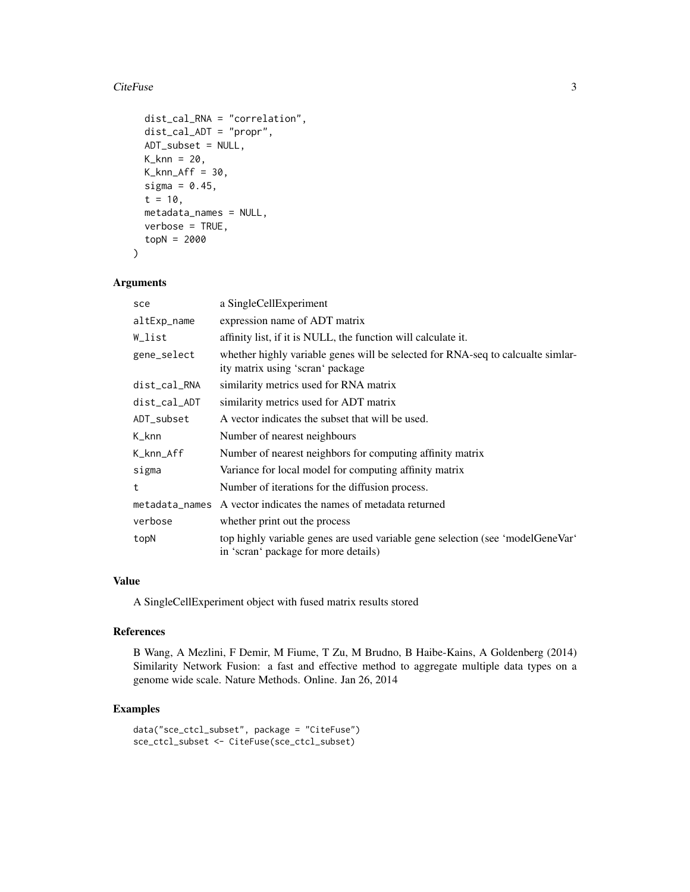```
  dist_cal_RNA = "correlation",
  dist_cal_ADT = "propr",
  ADT_subset = NULL,
  K_knn = 20,
  K_knn_Aff = 30,
  sigma = 0.45,
  t = 10,
  metadata_names = NULL,
  verbose = TRUE,
  topN = 2000
)
```

## Arguments

| | |
|---|---|
| sce | a SingleCellExperiment |
| altExp_name | expression name of ADT matrix |
| W_list | affinity list, if it is NULL, the function will calculate it. |
| gene_select | whether highly variable genes will be selected for RNA-seq to calcualte simlarity matrix using 'scran' package |
| dist_cal_RNA | similarity metrics used for RNA matrix |
| dist_cal_ADT | similarity metrics used for ADT matrix |
| ADT_subset | A vector indicates the subset that will be used. |
| K_knn | Number of nearest neighbours |
| K_knn_Aff | Number of nearest neighbors for computing affinity matrix |
| sigma | Variance for local model for computing affinity matrix |
| t | Number of iterations for the diffusion process. |
| metadata_names | A vector indicates the names of metadata returned |
| verbose | whether print out the process |
| topN | top highly variable genes are used variable gene selection (see 'modelGeneVar' in 'scran' package for more details) |

## Value

A SingleCellExperiment object with fused matrix results stored

## References

B Wang, A Mezlini, F Demir, M Fiume, T Zu, M Brudno, B Haibe-Kains, A Goldenberg (2014) Similarity Network Fusion: a fast and effective method to aggregate multiple data types on a genome wide scale. Nature Methods. Online. Jan 26, 2014

## Examples

```
data("sce_ctcl_subset", package = "CiteFuse")
sce_ctcl_subset <- CiteFuse(sce_ctcl_subset)
```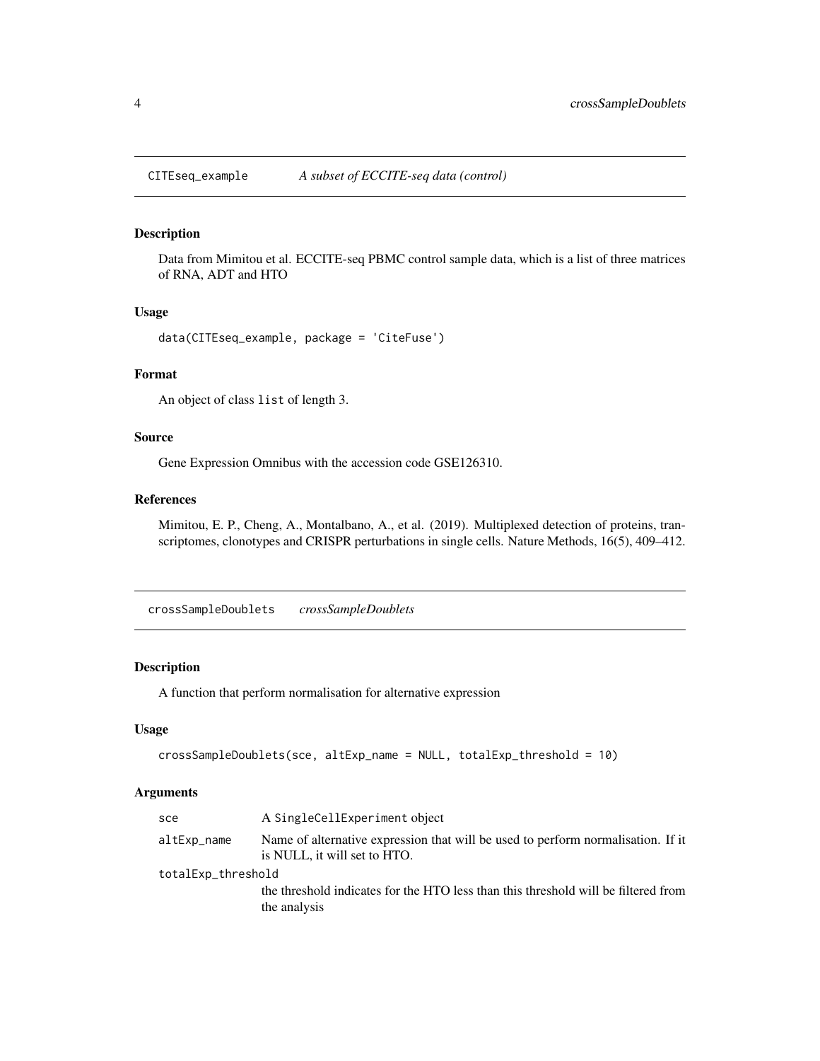## `CITEseq_example` *A subset of ECCITE-seq data (control)*

### Description

Data from Mimitou et al. ECCITE-seq PBMC control sample data, which is a list of three matrices of RNA, ADT and HTO

### Usage

```
data(CITEseq_example, package = 'CiteFuse')
```

### Format

An object of class `list` of length 3.

### Source

Gene Expression Omnibus with the accession code GSE126310.

### References

Mimitou, E. P., Cheng, A., Montalbano, A., et al. (2019). Multiplexed detection of proteins, transcriptomes, clonotypes and CRISPR perturbations in single cells. Nature Methods, 16(5), 409–412.

## `crossSampleDoublets` *crossSampleDoublets*

### Description

A function that perform normalisation for alternative expression

### Usage

```
crossSampleDoublets(sce, altExp_name = NULL, totalExp_threshold = 10)
```

### Arguments

| | |
|---|---|
| `sce` | A `SingleCellExperiment` object |
| `altExp_name` | Name of alternative expression that will be used to perform normalisation. If it is NULL, it will set to HTO. |
| `totalExp_threshold` | the threshold indicates for the HTO less than this threshold will be filtered from the analysis |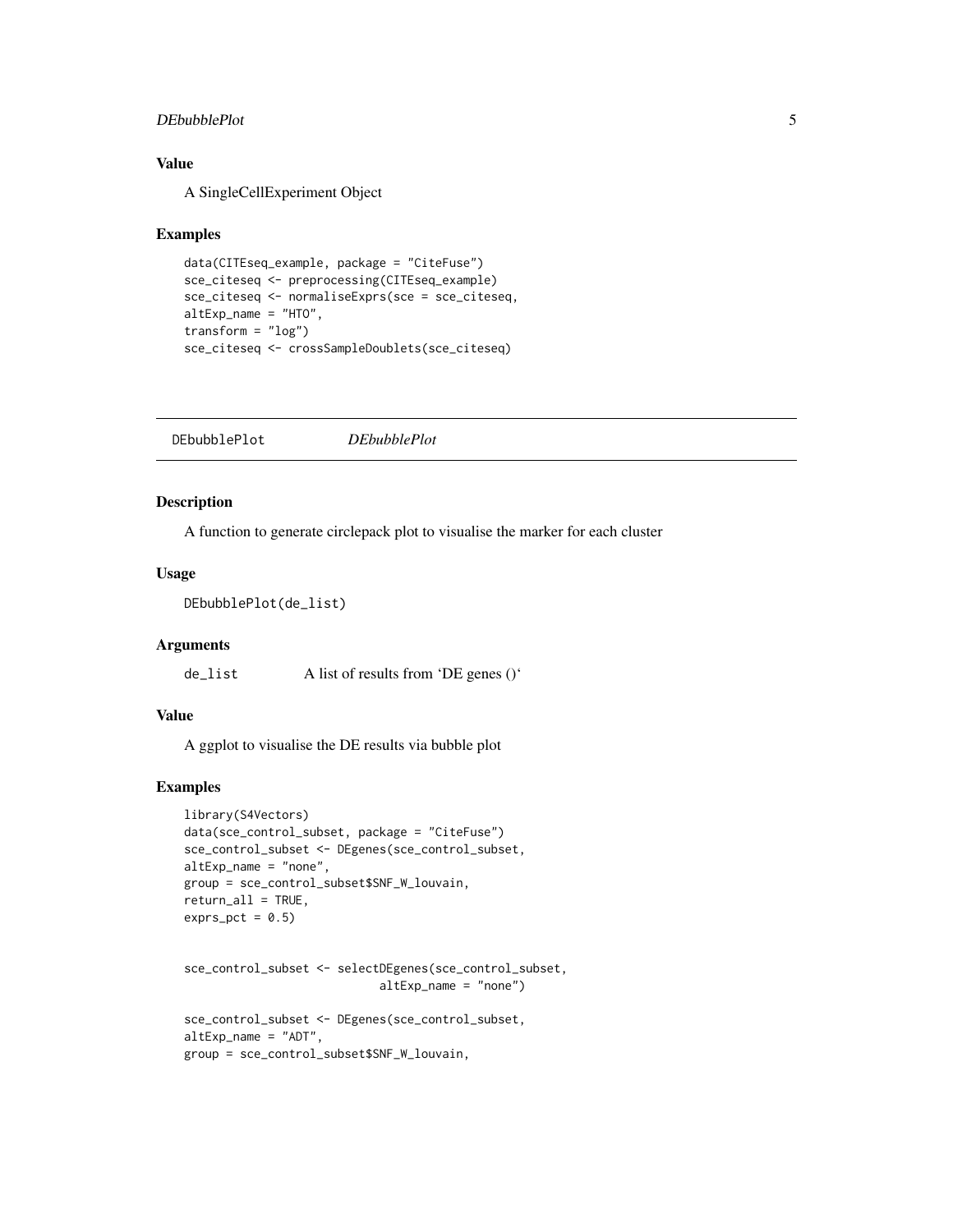### Value

A SingleCellExperiment Object

### Examples

```
data(CITEseq_example, package = "CiteFuse")
sce_citeseq <- preprocessing(CITEseq_example)
sce_citeseq <- normaliseExprs(sce = sce_citeseq,
altExp_name = "HTO",
transform = "log")
sce_citeseq <- crossSampleDoublets(sce_citeseq)
```

---

## DEbubblePlot    *DEbubblePlot*

---

### Description

A function to generate circlepack plot to visualise the marker for each cluster

### Usage

```
DEbubblePlot(de_list)
```

### Arguments

de_list    A list of results from 'DE genes ()'

### Value

A ggplot to visualise the DE results via bubble plot

### Examples

```
library(S4Vectors)
data(sce_control_subset, package = "CiteFuse")
sce_control_subset <- DEgenes(sce_control_subset,
altExp_name = "none",
group = sce_control_subset$SNF_W_louvain,
return_all = TRUE,
exprs_pct = 0.5)


sce_control_subset <- selectDEgenes(sce_control_subset,
                              altExp_name = "none")

sce_control_subset <- DEgenes(sce_control_subset,
altExp_name = "ADT",
group = sce_control_subset$SNF_W_louvain,
```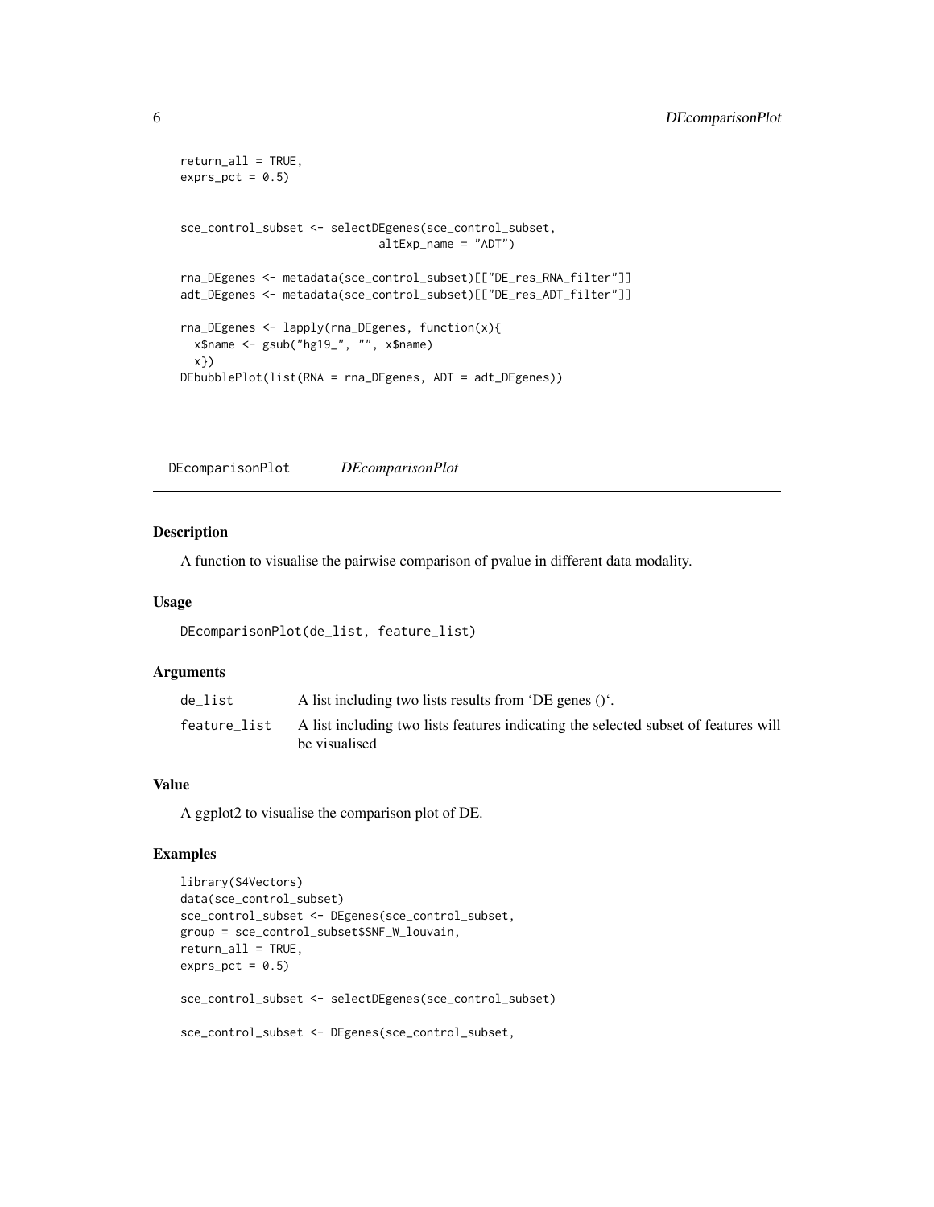```
return_all = TRUE,
exprs_pct = 0.5)


sce_control_subset <- selectDEgenes(sce_control_subset,
                                altExp_name = "ADT")

rna_DEgenes <- metadata(sce_control_subset)[["DE_res_RNA_filter"]]
adt_DEgenes <- metadata(sce_control_subset)[["DE_res_ADT_filter"]]

rna_DEgenes <- lapply(rna_DEgenes, function(x){
  x$name <- gsub("hg19_", "", x$name)
  x})
DEbubblePlot(list(RNA = rna_DEgenes, ADT = adt_DEgenes))
```

## DEcomparisonPlot *DEcomparisonPlot*

### Description

A function to visualise the pairwise comparison of pvalue in different data modality.

### Usage

```
DEcomparisonPlot(de_list, feature_list)
```

### Arguments

| | |
|---|---|
| de_list | A list including two lists results from 'DE genes ()'. |
| feature_list | A list including two lists features indicating the selected subset of features will be visualised |

### Value

A ggplot2 to visualise the comparison plot of DE.

### Examples

```
library(S4Vectors)
data(sce_control_subset)
sce_control_subset <- DEgenes(sce_control_subset,
group = sce_control_subset$SNF_W_louvain,
return_all = TRUE,
exprs_pct = 0.5)

sce_control_subset <- selectDEgenes(sce_control_subset)

sce_control_subset <- DEgenes(sce_control_subset,
```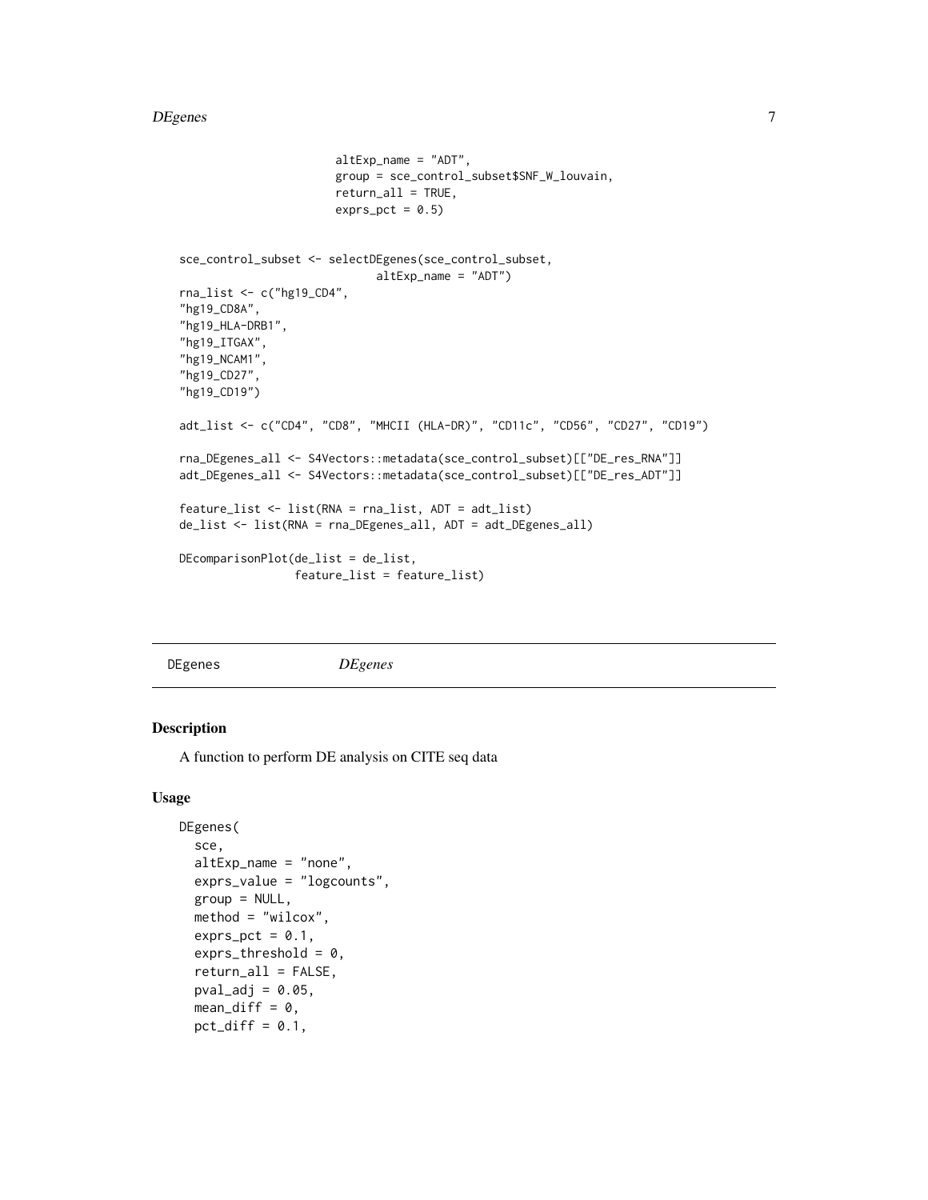```
                        altExp_name = "ADT",
                        group = sce_control_subset$SNF_W_louvain,
                        return_all = TRUE,
                        exprs_pct = 0.5)


sce_control_subset <- selectDEgenes(sce_control_subset,
                               altExp_name = "ADT")
rna_list <- c("hg19_CD4",
"hg19_CD8A",
"hg19_HLA-DRB1",
"hg19_ITGAX",
"hg19_NCAM1",
"hg19_CD27",
"hg19_CD19")

adt_list <- c("CD4", "CD8", "MHCII (HLA-DR)", "CD11c", "CD56", "CD27", "CD19")

rna_DEgenes_all <- S4Vectors::metadata(sce_control_subset)[["DE_res_RNA"]]
adt_DEgenes_all <- S4Vectors::metadata(sce_control_subset)[["DE_res_ADT"]]

feature_list <- list(RNA = rna_list, ADT = adt_list)
de_list <- list(RNA = rna_DEgenes_all, ADT = adt_DEgenes_all)

DEcomparisonPlot(de_list = de_list,
                 feature_list = feature_list)
```

---

DEgenes *DEgenes*

---

## Description

A function to perform DE analysis on CITE seq data

## Usage

```
DEgenes(
  sce,
  altExp_name = "none",
  exprs_value = "logcounts",
  group = NULL,
  method = "wilcox",
  exprs_pct = 0.1,
  exprs_threshold = 0,
  return_all = FALSE,
  pval_adj = 0.05,
  mean_diff = 0,
  pct_diff = 0.1,
```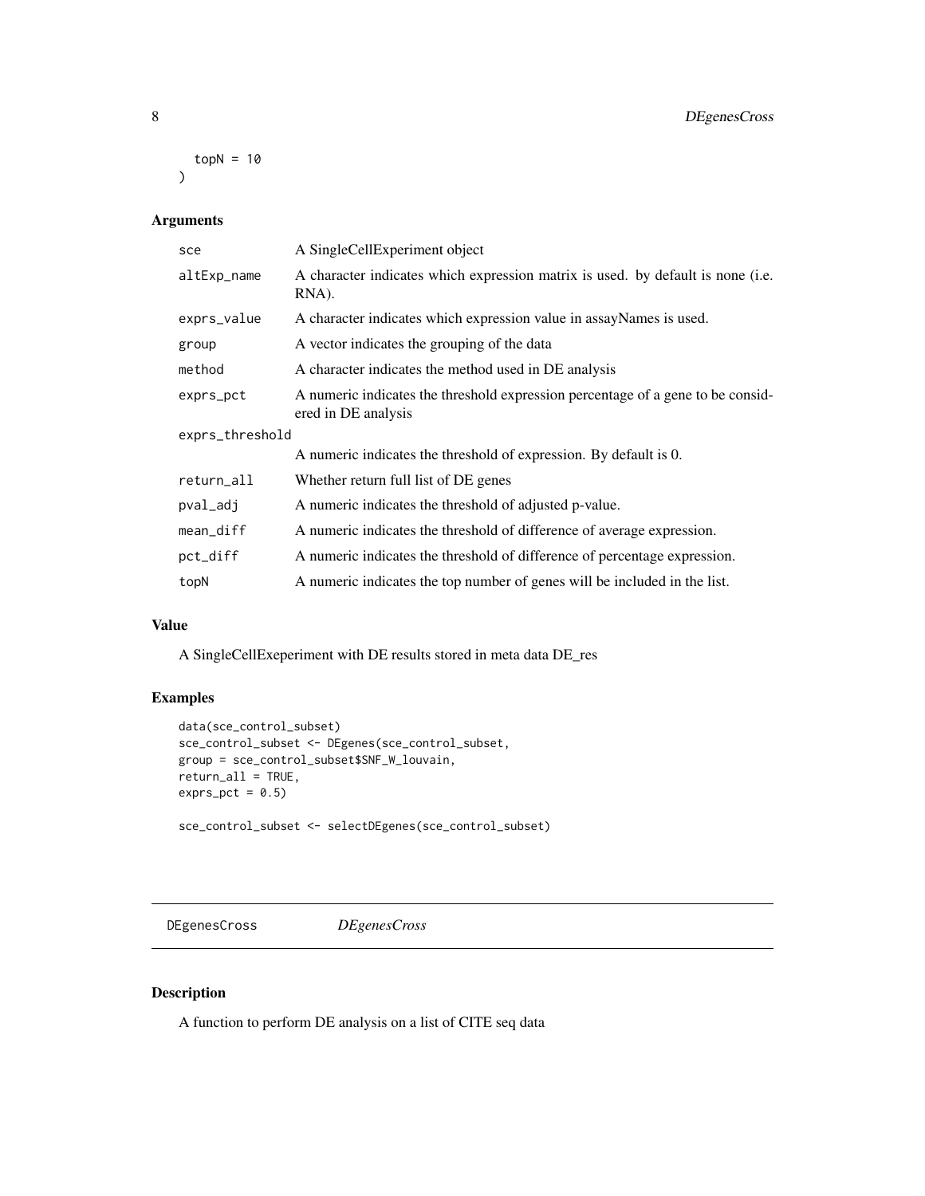```
  topN = 10
)
```

### Arguments

| | |
|---|---|
| sce | A SingleCellExperiment object |
| altExp_name | A character indicates which expression matrix is used. by default is none (i.e. RNA). |
| exprs_value | A character indicates which expression value in assayNames is used. |
| group | A vector indicates the grouping of the data |
| method | A character indicates the method used in DE analysis |
| exprs_pct | A numeric indicates the threshold expression percentage of a gene to be considered in DE analysis |
| exprs_threshold | A numeric indicates the threshold of expression. By default is 0. |
| return_all | Whether return full list of DE genes |
| pval_adj | A numeric indicates the threshold of adjusted p-value. |
| mean_diff | A numeric indicates the threshold of difference of average expression. |
| pct_diff | A numeric indicates the threshold of difference of percentage expression. |
| topN | A numeric indicates the top number of genes will be included in the list. |

### Value

A SingleCellExeperiment with DE results stored in meta data DE_res

### Examples

```
data(sce_control_subset)
sce_control_subset <- DEgenes(sce_control_subset,
group = sce_control_subset$SNF_W_louvain,
return_all = TRUE,
exprs_pct = 0.5)

sce_control_subset <- selectDEgenes(sce_control_subset)
```

---

## DEgenesCross — *DEgenesCross*

### Description

A function to perform DE analysis on a list of CITE seq data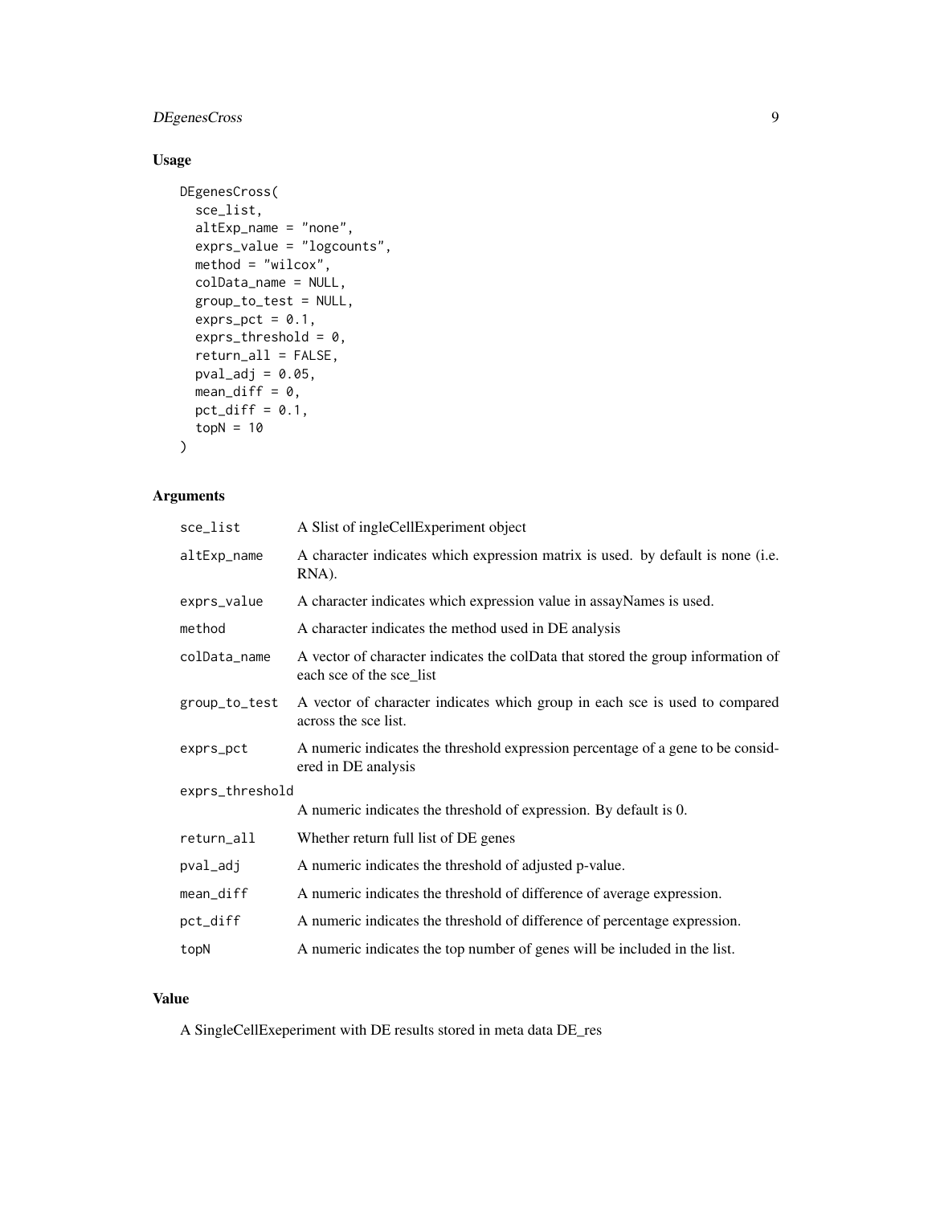## Usage

```
DEgenesCross(
  sce_list,
  altExp_name = "none",
  exprs_value = "logcounts",
  method = "wilcox",
  colData_name = NULL,
  group_to_test = NULL,
  exprs_pct = 0.1,
  exprs_threshold = 0,
  return_all = FALSE,
  pval_adj = 0.05,
  mean_diff = 0,
  pct_diff = 0.1,
  topN = 10
)
```

## Arguments

| Argument | Description |
|---|---|
| sce_list | A Slist of ingleCellExperiment object |
| altExp_name | A character indicates which expression matrix is used. by default is none (i.e. RNA). |
| exprs_value | A character indicates which expression value in assayNames is used. |
| method | A character indicates the method used in DE analysis |
| colData_name | A vector of character indicates the colData that stored the group information of each sce of the sce_list |
| group_to_test | A vector of character indicates which group in each sce is used to compared across the sce list. |
| exprs_pct | A numeric indicates the threshold expression percentage of a gene to be considered in DE analysis |
| exprs_threshold | A numeric indicates the threshold of expression. By default is 0. |
| return_all | Whether return full list of DE genes |
| pval_adj | A numeric indicates the threshold of adjusted p-value. |
| mean_diff | A numeric indicates the threshold of difference of average expression. |
| pct_diff | A numeric indicates the threshold of difference of percentage expression. |
| topN | A numeric indicates the top number of genes will be included in the list. |

## Value

A SingleCellExeperiment with DE results stored in meta data DE_res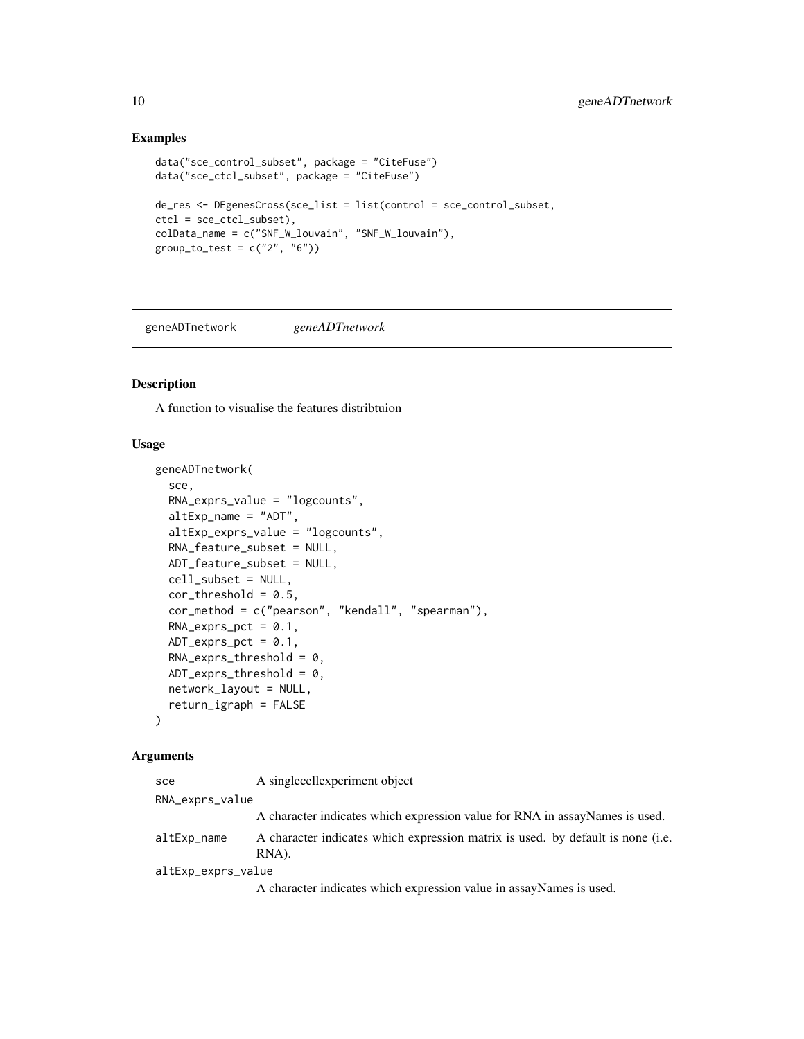## Examples

```
data("sce_control_subset", package = "CiteFuse")
data("sce_ctcl_subset", package = "CiteFuse")

de_res <- DEgenesCross(sce_list = list(control = sce_control_subset,
ctcl = sce_ctcl_subset),
colData_name = c("SNF_W_louvain", "SNF_W_louvain"),
group_to_test = c("2", "6"))
```

---

# geneADTnetwork &nbsp;&nbsp;&nbsp;&nbsp; *geneADTnetwork*

---

## Description

A function to visualise the features distribtuion

## Usage

```
geneADTnetwork(
  sce,
  RNA_exprs_value = "logcounts",
  altExp_name = "ADT",
  altExp_exprs_value = "logcounts",
  RNA_feature_subset = NULL,
  ADT_feature_subset = NULL,
  cell_subset = NULL,
  cor_threshold = 0.5,
  cor_method = c("pearson", "kendall", "spearman"),
  RNA_exprs_pct = 0.1,
  ADT_exprs_pct = 0.1,
  RNA_exprs_threshold = 0,
  ADT_exprs_threshold = 0,
  network_layout = NULL,
  return_igraph = FALSE
)
```

## Arguments

| | |
|---|---|
| `sce` | A singlecellexperiment object |
| `RNA_exprs_value` | A character indicates which expression value for RNA in assayNames is used. |
| `altExp_name` | A character indicates which expression matrix is used. by default is none (i.e. RNA). |
| `altExp_exprs_value` | A character indicates which expression value in assayNames is used. |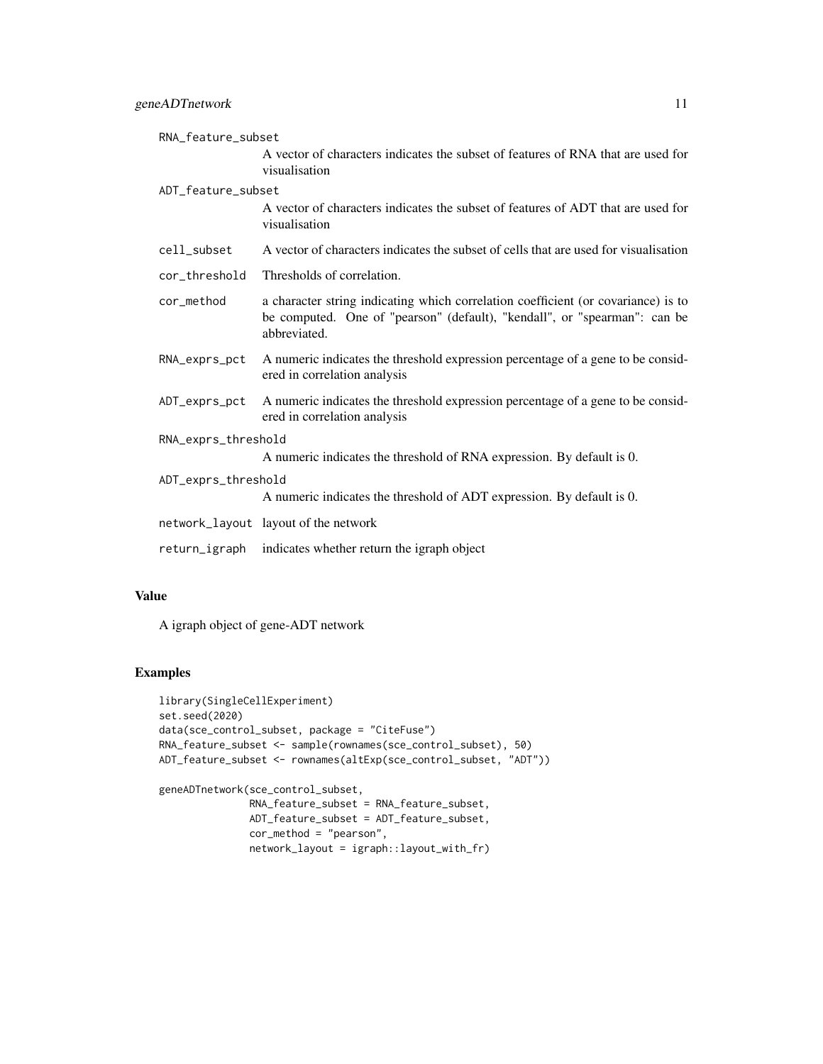RNA_feature_subset
: A vector of characters indicates the subset of features of RNA that are used for visualisation

ADT_feature_subset
: A vector of characters indicates the subset of features of ADT that are used for visualisation

cell_subset
: A vector of characters indicates the subset of cells that are used for visualisation

cor_threshold
: Thresholds of correlation.

cor_method
: a character string indicating which correlation coefficient (or covariance) is to be computed. One of "pearson" (default), "kendall", or "spearman": can be abbreviated.

RNA_exprs_pct
: A numeric indicates the threshold expression percentage of a gene to be considered in correlation analysis

ADT_exprs_pct
: A numeric indicates the threshold expression percentage of a gene to be considered in correlation analysis

RNA_exprs_threshold
: A numeric indicates the threshold of RNA expression. By default is 0.

ADT_exprs_threshold
: A numeric indicates the threshold of ADT expression. By default is 0.

network_layout
: layout of the network

return_igraph
: indicates whether return the igraph object

## Value

A igraph object of gene-ADT network

## Examples

```
library(SingleCellExperiment)
set.seed(2020)
data(sce_control_subset, package = "CiteFuse")
RNA_feature_subset <- sample(rownames(sce_control_subset), 50)
ADT_feature_subset <- rownames(altExp(sce_control_subset, "ADT"))

geneADTnetwork(sce_control_subset,
               RNA_feature_subset = RNA_feature_subset,
               ADT_feature_subset = ADT_feature_subset,
               cor_method = "pearson",
               network_layout = igraph::layout_with_fr)
```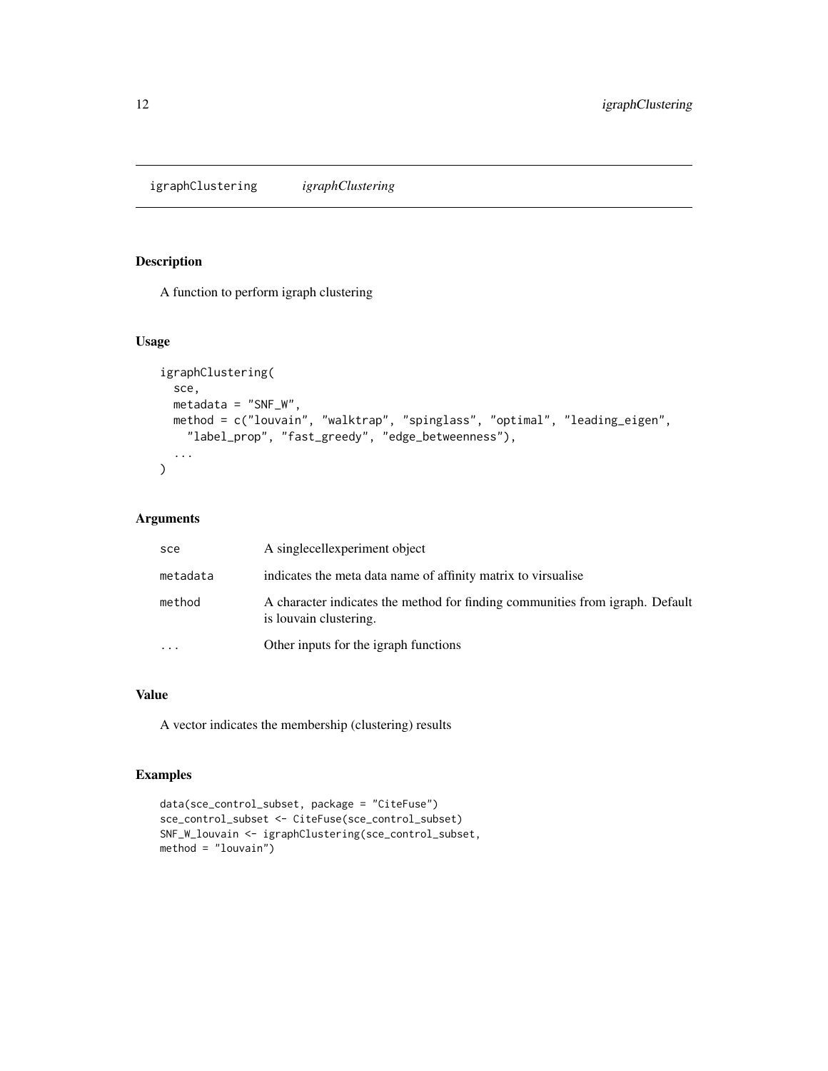## igraphClustering *igraphClustering*

### Description

A function to perform igraph clustering

### Usage

```
igraphClustering(
  sce,
  metadata = "SNF_W",
  method = c("louvain", "walktrap", "spinglass", "optimal", "leading_eigen",
    "label_prop", "fast_greedy", "edge_betweenness"),
  ...
)
```

### Arguments

| | |
|---|---|
| sce | A singlecellexperiment object |
| metadata | indicates the meta data name of affinity matrix to virsualise |
| method | A character indicates the method for finding communities from igraph. Default is louvain clustering. |
| ... | Other inputs for the igraph functions |

### Value

A vector indicates the membership (clustering) results

### Examples

```
data(sce_control_subset, package = "CiteFuse")
sce_control_subset <- CiteFuse(sce_control_subset)
SNF_W_louvain <- igraphClustering(sce_control_subset,
method = "louvain")
```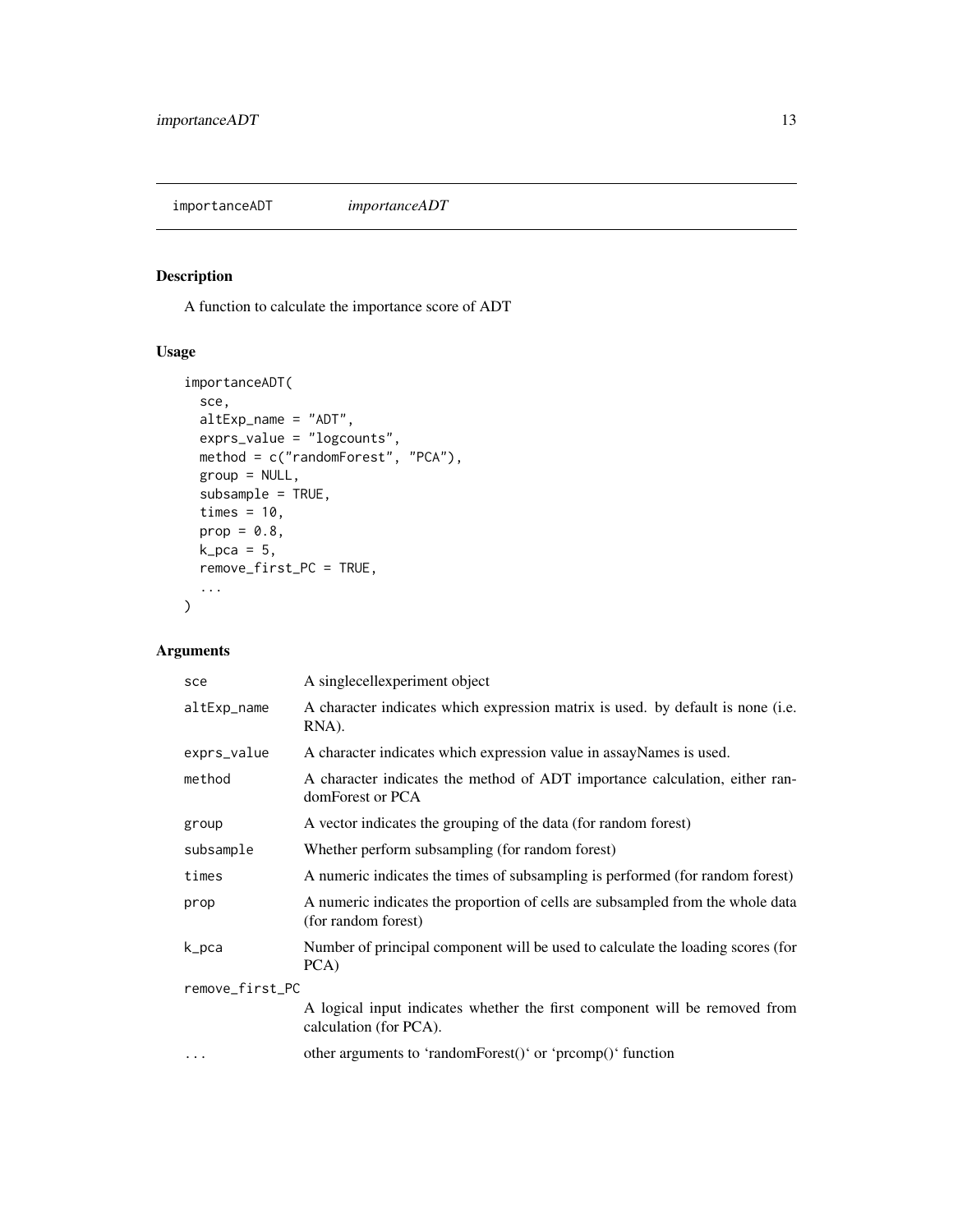## importanceADT *importanceADT*

### Description

A function to calculate the importance score of ADT

### Usage

```
importanceADT(
  sce,
  altExp_name = "ADT",
  exprs_value = "logcounts",
  method = c("randomForest", "PCA"),
  group = NULL,
  subsample = TRUE,
  times = 10,
  prop = 0.8,
  k_pca = 5,
  remove_first_PC = TRUE,
  ...
)
```

### Arguments

| Argument | Description |
| --- | --- |
| sce | A singlecellexperiment object |
| altExp_name | A character indicates which expression matrix is used. by default is none (i.e. RNA). |
| exprs_value | A character indicates which expression value in assayNames is used. |
| method | A character indicates the method of ADT importance calculation, either randomForest or PCA |
| group | A vector indicates the grouping of the data (for random forest) |
| subsample | Whether perform subsampling (for random forest) |
| times | A numeric indicates the times of subsampling is performed (for random forest) |
| prop | A numeric indicates the proportion of cells are subsampled from the whole data (for random forest) |
| k_pca | Number of principal component will be used to calculate the loading scores (for PCA) |
| remove_first_PC | A logical input indicates whether the first component will be removed from calculation (for PCA). |
| ... | other arguments to 'randomForest()' or 'prcomp()' function |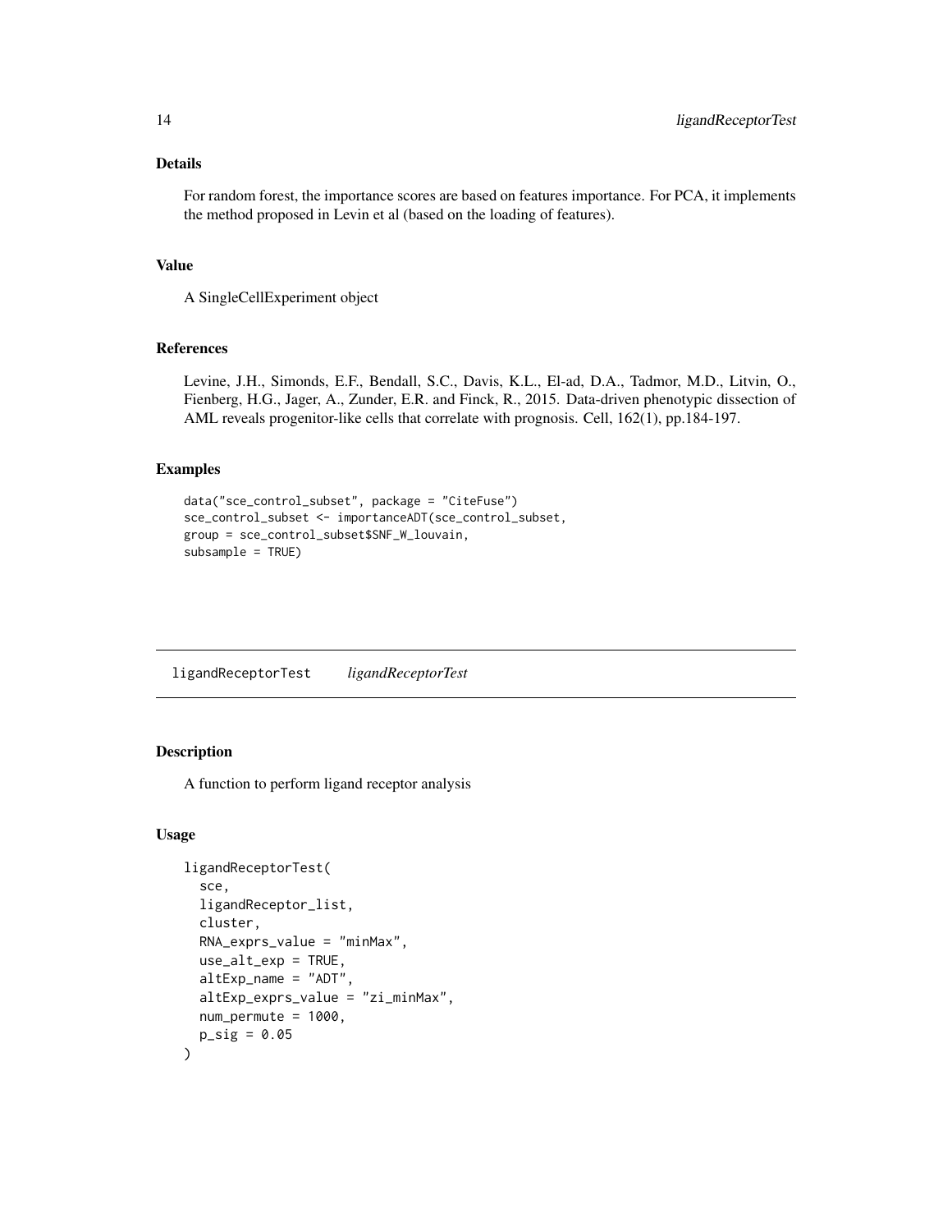### Details

For random forest, the importance scores are based on features importance. For PCA, it implements the method proposed in Levin et al (based on the loading of features).

### Value

A SingleCellExperiment object

### References

Levine, J.H., Simonds, E.F., Bendall, S.C., Davis, K.L., El-ad, D.A., Tadmor, M.D., Litvin, O., Fienberg, H.G., Jager, A., Zunder, E.R. and Finck, R., 2015. Data-driven phenotypic dissection of AML reveals progenitor-like cells that correlate with prognosis. Cell, 162(1), pp.184-197.

### Examples

```
data("sce_control_subset", package = "CiteFuse")
sce_control_subset <- importanceADT(sce_control_subset,
group = sce_control_subset$SNF_W_louvain,
subsample = TRUE)
```

---

## ligandReceptorTest *ligandReceptorTest*

### Description

A function to perform ligand receptor analysis

### Usage

```
ligandReceptorTest(
  sce,
  ligandReceptor_list,
  cluster,
  RNA_exprs_value = "minMax",
  use_alt_exp = TRUE,
  altExp_name = "ADT",
  altExp_exprs_value = "zi_minMax",
  num_permute = 1000,
  p_sig = 0.05
)
```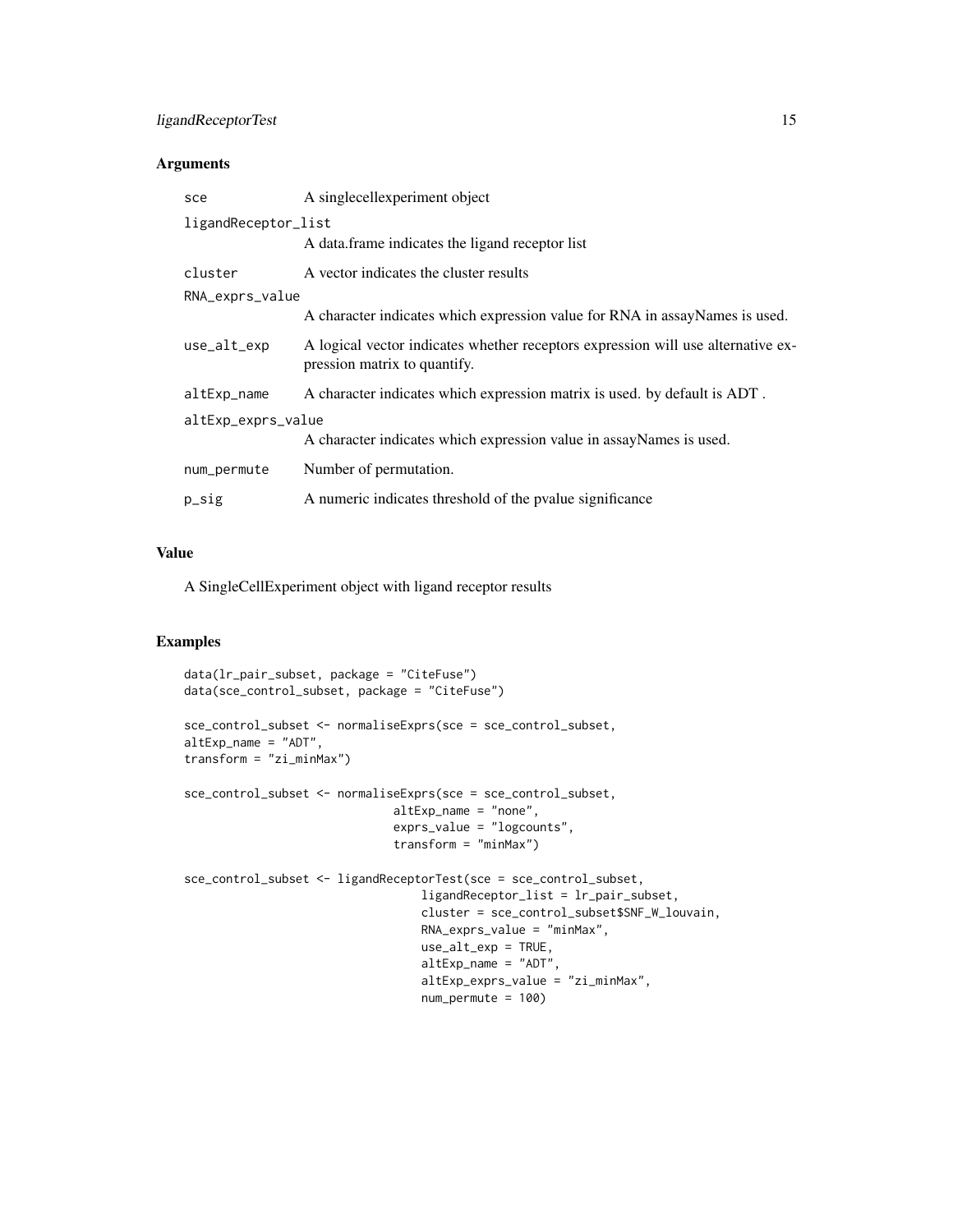## Arguments

| | |
|---|---|
| sce | A singlecellexperiment object |
| ligandReceptor_list | A data.frame indicates the ligand receptor list |
| cluster | A vector indicates the cluster results |
| RNA_exprs_value | A character indicates which expression value for RNA in assayNames is used. |
| use_alt_exp | A logical vector indicates whether receptors expression will use alternative expression matrix to quantify. |
| altExp_name | A character indicates which expression matrix is used. by default is ADT . |
| altExp_exprs_value | A character indicates which expression value in assayNames is used. |
| num_permute | Number of permutation. |
| p_sig | A numeric indicates threshold of the pvalue significance |

## Value

A SingleCellExperiment object with ligand receptor results

## Examples

```
data(lr_pair_subset, package = "CiteFuse")
data(sce_control_subset, package = "CiteFuse")

sce_control_subset <- normaliseExprs(sce = sce_control_subset,
altExp_name = "ADT",
transform = "zi_minMax")

sce_control_subset <- normaliseExprs(sce = sce_control_subset,
                              altExp_name = "none",
                              exprs_value = "logcounts",
                              transform = "minMax")

sce_control_subset <- ligandReceptorTest(sce = sce_control_subset,
                                  ligandReceptor_list = lr_pair_subset,
                                  cluster = sce_control_subset$SNF_W_louvain,
                                  RNA_exprs_value = "minMax",
                                  use_alt_exp = TRUE,
                                  altExp_name = "ADT",
                                  altExp_exprs_value = "zi_minMax",
                                  num_permute = 100)
```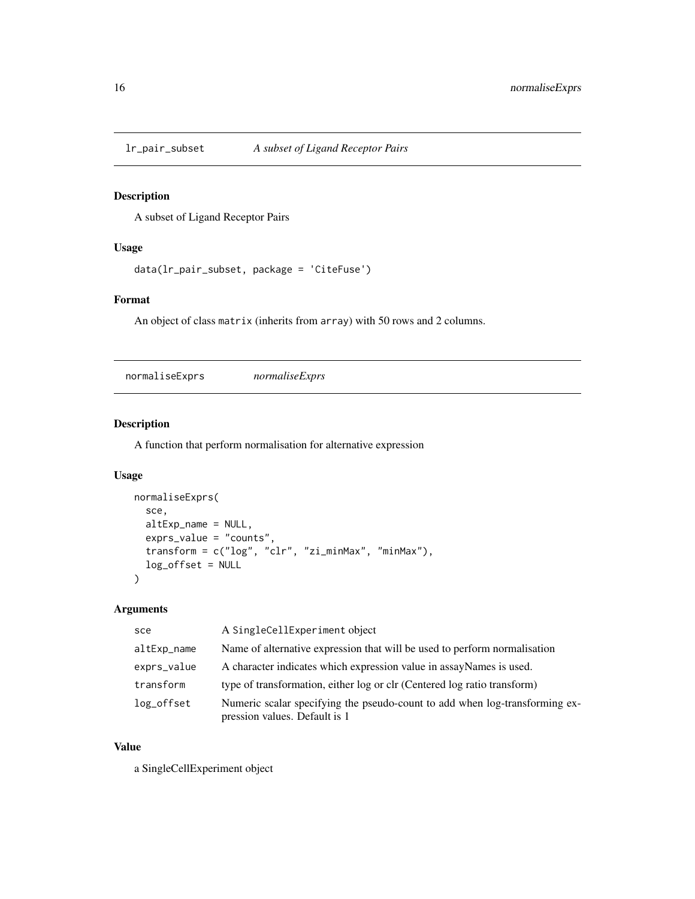## lr_pair_subset — *A subset of Ligand Receptor Pairs*

### Description

A subset of Ligand Receptor Pairs

### Usage

```
data(lr_pair_subset, package = 'CiteFuse')
```

### Format

An object of class matrix (inherits from array) with 50 rows and 2 columns.

## normaliseExprs — *normaliseExprs*

### Description

A function that perform normalisation for alternative expression

### Usage

```
normaliseExprs(
  sce,
  altExp_name = NULL,
  exprs_value = "counts",
  transform = c("log", "clr", "zi_minMax", "minMax"),
  log_offset = NULL
)
```

### Arguments

| | |
|---|---|
| sce | A SingleCellExperiment object |
| altExp_name | Name of alternative expression that will be used to perform normalisation |
| exprs_value | A character indicates which expression value in assayNames is used. |
| transform | type of transformation, either log or clr (Centered log ratio transform) |
| log_offset | Numeric scalar specifying the pseudo-count to add when log-transforming expression values. Default is 1 |

### Value

a SingleCellExperiment object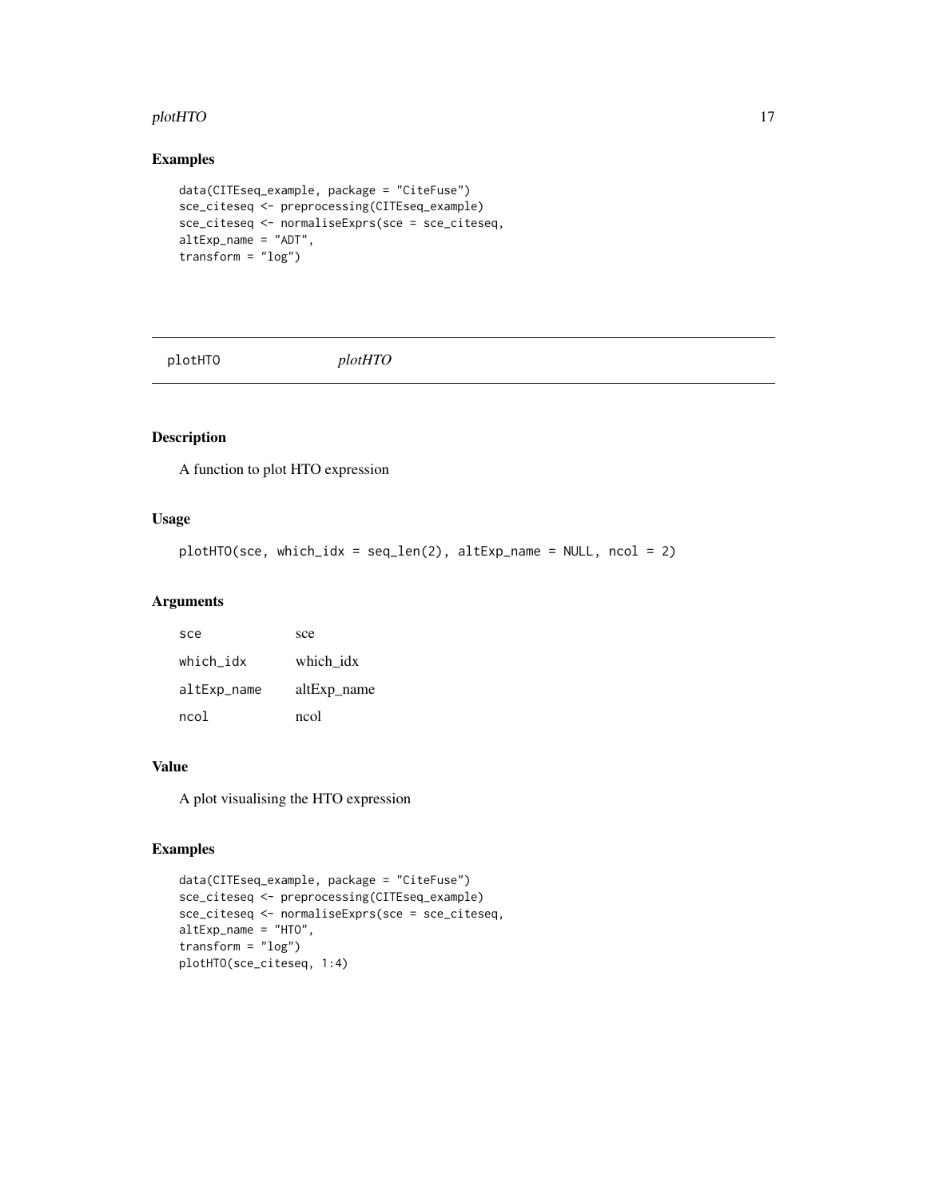## Examples

```
data(CITEseq_example, package = "CiteFuse")
sce_citeseq <- preprocessing(CITEseq_example)
sce_citeseq <- normaliseExprs(sce = sce_citeseq,
altExp_name = "ADT",
transform = "log")
```

---

# plotHTO *plotHTO*

---

## Description

A function to plot HTO expression

## Usage

```
plotHTO(sce, which_idx = seq_len(2), altExp_name = NULL, ncol = 2)
```

## Arguments

| | |
|---|---|
| sce | sce |
| which_idx | which_idx |
| altExp_name | altExp_name |
| ncol | ncol |

## Value

A plot visualising the HTO expression

## Examples

```
data(CITEseq_example, package = "CiteFuse")
sce_citeseq <- preprocessing(CITEseq_example)
sce_citeseq <- normaliseExprs(sce = sce_citeseq,
altExp_name = "HTO",
transform = "log")
plotHTO(sce_citeseq, 1:4)
```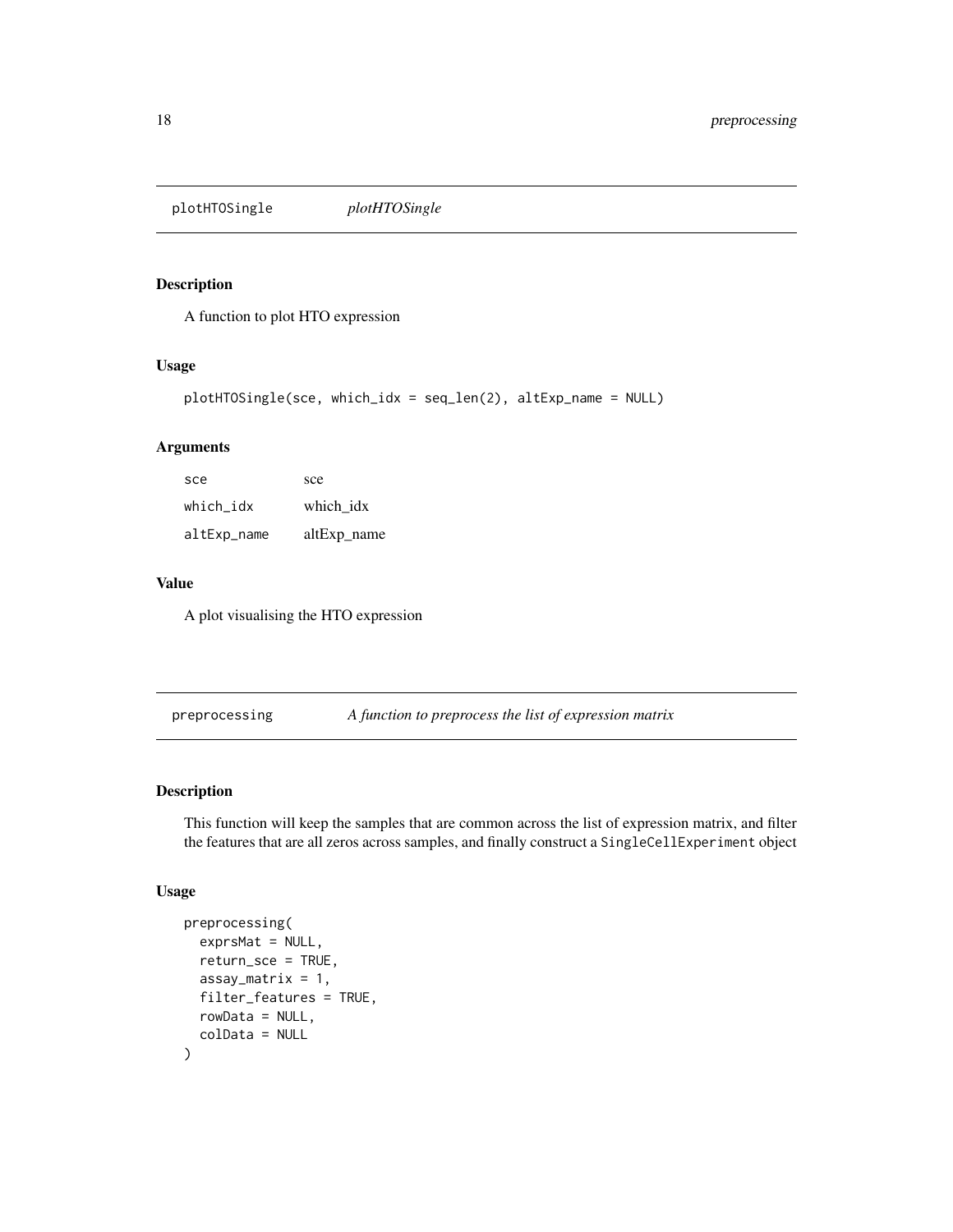## plotHTOSingle *plotHTOSingle*

### Description

A function to plot HTO expression

### Usage

```
plotHTOSingle(sce, which_idx = seq_len(2), altExp_name = NULL)
```

### Arguments

| | |
|---|---|
| sce | sce |
| which_idx | which_idx |
| altExp_name | altExp_name |

### Value

A plot visualising the HTO expression

## preprocessing *A function to preprocess the list of expression matrix*

### Description

This function will keep the samples that are common across the list of expression matrix, and filter the features that are all zeros across samples, and finally construct a `SingleCellExperiment` object

### Usage

```
preprocessing(
  exprsMat = NULL,
  return_sce = TRUE,
  assay_matrix = 1,
  filter_features = TRUE,
  rowData = NULL,
  colData = NULL
)
```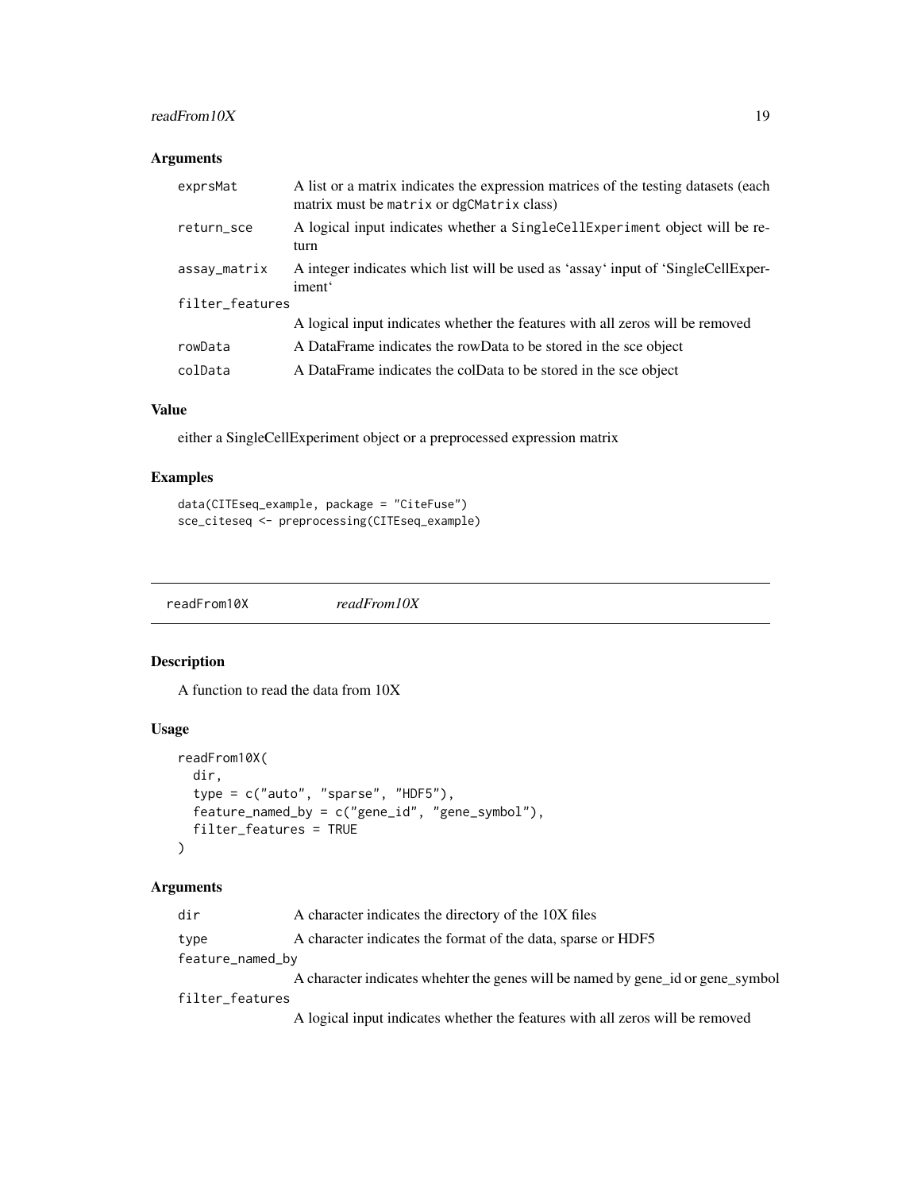### Arguments

| | |
|---|---|
| exprsMat | A list or a matrix indicates the expression matrices of the testing datasets (each matrix must be matrix or dgCMatrix class) |
| return_sce | A logical input indicates whether a SingleCellExperiment object will be return |
| assay_matrix | A integer indicates which list will be used as 'assay' input of 'SingleCellExperiment' |
| filter_features | A logical input indicates whether the features with all zeros will be removed |
| rowData | A DataFrame indicates the rowData to be stored in the sce object |
| colData | A DataFrame indicates the colData to be stored in the sce object |

### Value

either a SingleCellExperiment object or a preprocessed expression matrix

### Examples

```
data(CITEseq_example, package = "CiteFuse")
sce_citeseq <- preprocessing(CITEseq_example)
```

---

## readFrom10X *readFrom10X*

### Description

A function to read the data from 10X

### Usage

```
readFrom10X(
  dir,
  type = c("auto", "sparse", "HDF5"),
  feature_named_by = c("gene_id", "gene_symbol"),
  filter_features = TRUE
)
```

### Arguments

| | |
|---|---|
| dir | A character indicates the directory of the 10X files |
| type | A character indicates the format of the data, sparse or HDF5 |
| feature_named_by | A character indicates whehter the genes will be named by gene_id or gene_symbol |
| filter_features | A logical input indicates whether the features with all zeros will be removed |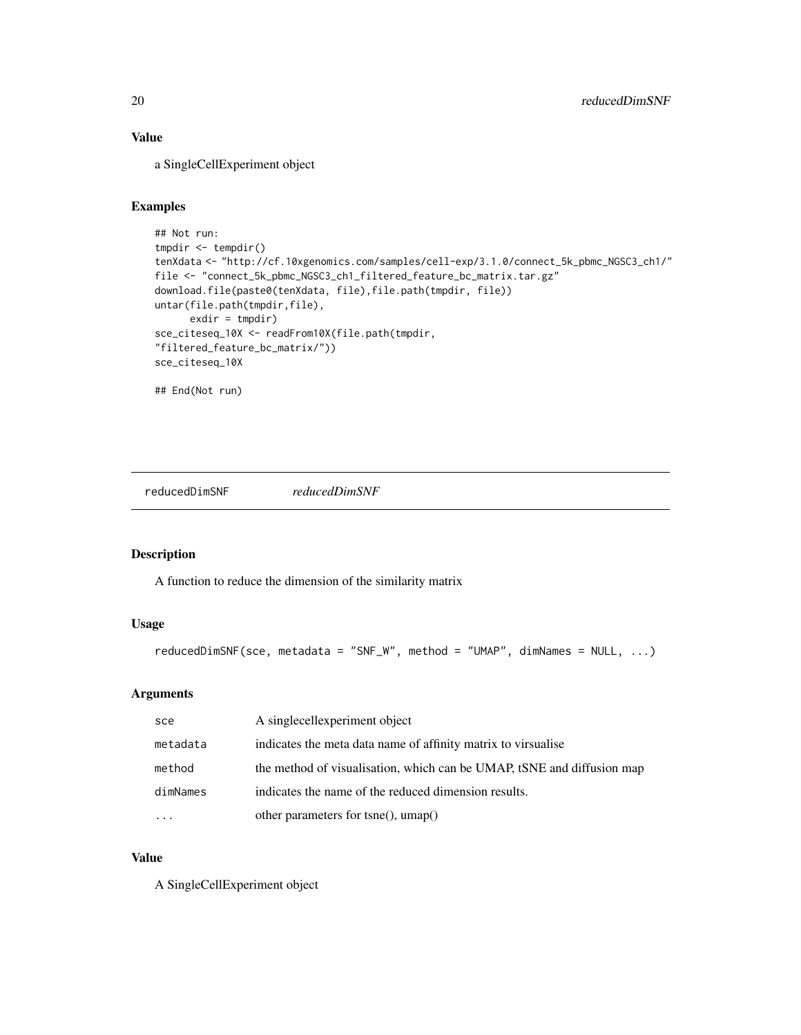## Value

a SingleCellExperiment object

## Examples

```
## Not run:
tmpdir <- tempdir()
tenXdata <- "http://cf.10xgenomics.com/samples/cell-exp/3.1.0/connect_5k_pbmc_NGSC3_ch1/"
file <- "connect_5k_pbmc_NGSC3_ch1_filtered_feature_bc_matrix.tar.gz"
download.file(paste0(tenXdata, file),file.path(tmpdir, file))
untar(file.path(tmpdir,file),
      exdir = tmpdir)
sce_citeseq_10X <- readFrom10X(file.path(tmpdir,
"filtered_feature_bc_matrix/"))
sce_citeseq_10X

## End(Not run)
```

---

# reducedDimSNF    *reducedDimSNF*

## Description

A function to reduce the dimension of the similarity matrix

## Usage

```
reducedDimSNF(sce, metadata = "SNF_W", method = "UMAP", dimNames = NULL, ...)
```

## Arguments

| | |
|---|---|
| sce | A singlecellexperiment object |
| metadata | indicates the meta data name of affinity matrix to virsualise |
| method | the method of visualisation, which can be UMAP, tSNE and diffusion map |
| dimNames | indicates the name of the reduced dimension results. |
| ... | other parameters for tsne(), umap() |

## Value

A SingleCellExperiment object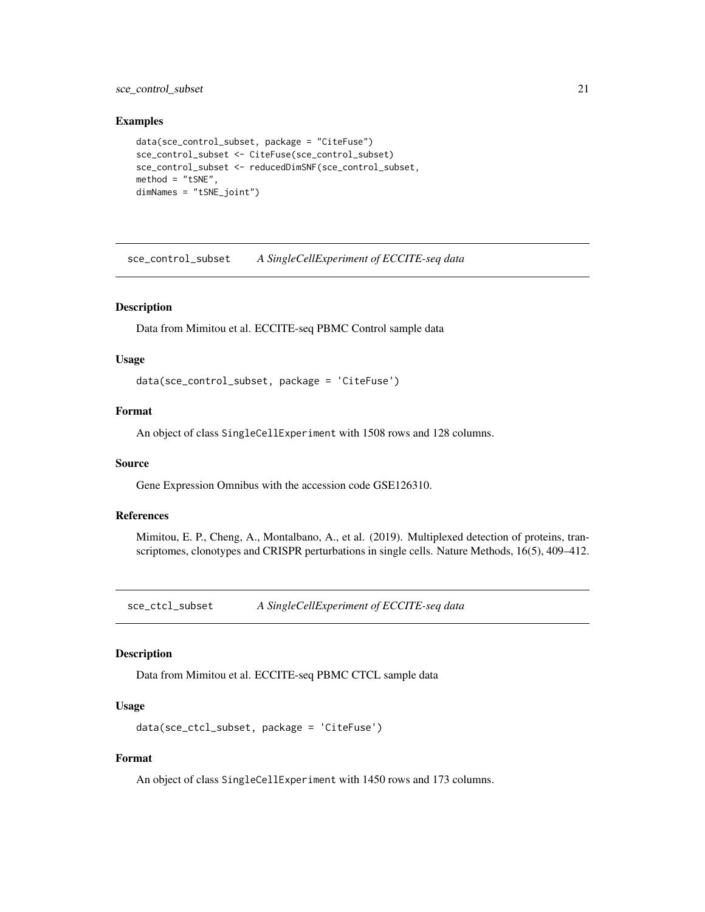## Examples

```
data(sce_control_subset, package = "CiteFuse")
sce_control_subset <- CiteFuse(sce_control_subset)
sce_control_subset <- reducedDimSNF(sce_control_subset,
method = "tSNE",
dimNames = "tSNE_joint")
```

---

## sce_control_subset — *A SingleCellExperiment of ECCITE-seq data*

### Description

Data from Mimitou et al. ECCITE-seq PBMC Control sample data

### Usage

```
data(sce_control_subset, package = 'CiteFuse')
```

### Format

An object of class `SingleCellExperiment` with 1508 rows and 128 columns.

### Source

Gene Expression Omnibus with the accession code GSE126310.

### References

Mimitou, E. P., Cheng, A., Montalbano, A., et al. (2019). Multiplexed detection of proteins, transcriptomes, clonotypes and CRISPR perturbations in single cells. Nature Methods, 16(5), 409–412.

---

## sce_ctcl_subset — *A SingleCellExperiment of ECCITE-seq data*

### Description

Data from Mimitou et al. ECCITE-seq PBMC CTCL sample data

### Usage

```
data(sce_ctcl_subset, package = 'CiteFuse')
```

### Format

An object of class `SingleCellExperiment` with 1450 rows and 173 columns.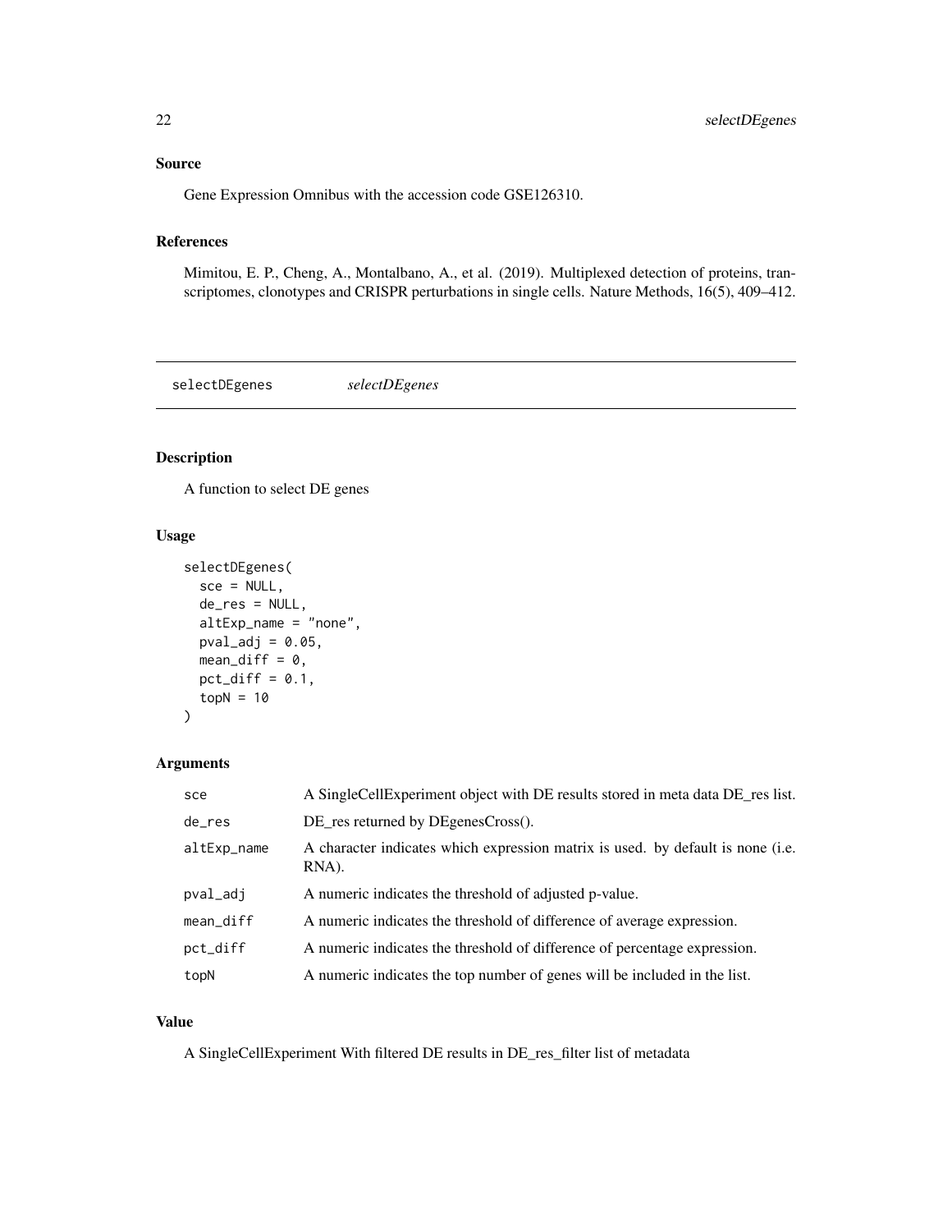## Source

Gene Expression Omnibus with the accession code GSE126310.

## References

Mimitou, E. P., Cheng, A., Montalbano, A., et al. (2019). Multiplexed detection of proteins, transcriptomes, clonotypes and CRISPR perturbations in single cells. Nature Methods, 16(5), 409–412.

---

# selectDEgenes *selectDEgenes*

---

## Description

A function to select DE genes

## Usage

```
selectDEgenes(
  sce = NULL,
  de_res = NULL,
  altExp_name = "none",
  pval_adj = 0.05,
  mean_diff = 0,
  pct_diff = 0.1,
  topN = 10
)
```

## Arguments

| | |
|---|---|
| sce | A SingleCellExperiment object with DE results stored in meta data DE_res list. |
| de_res | DE_res returned by DEgenesCross(). |
| altExp_name | A character indicates which expression matrix is used. by default is none (i.e. RNA). |
| pval_adj | A numeric indicates the threshold of adjusted p-value. |
| mean_diff | A numeric indicates the threshold of difference of average expression. |
| pct_diff | A numeric indicates the threshold of difference of percentage expression. |
| topN | A numeric indicates the top number of genes will be included in the list. |

## Value

A SingleCellExperiment With filtered DE results in DE_res_filter list of metadata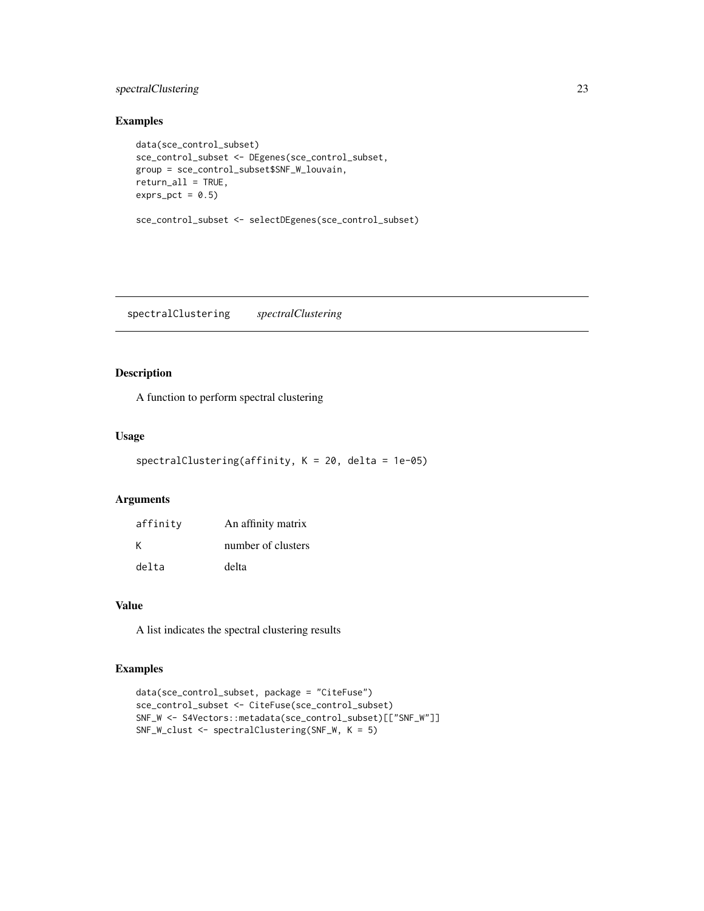## Examples

```
data(sce_control_subset)
sce_control_subset <- DEgenes(sce_control_subset,
group = sce_control_subset$SNF_W_louvain,
return_all = TRUE,
exprs_pct = 0.5)

sce_control_subset <- selectDEgenes(sce_control_subset)
```

---

# spectralClustering *spectralClustering*

## Description

A function to perform spectral clustering

## Usage

```
spectralClustering(affinity, K = 20, delta = 1e-05)
```

## Arguments

| | |
|---|---|
| affinity | An affinity matrix |
| K | number of clusters |
| delta | delta |

## Value

A list indicates the spectral clustering results

## Examples

```
data(sce_control_subset, package = "CiteFuse")
sce_control_subset <- CiteFuse(sce_control_subset)
SNF_W <- S4Vectors::metadata(sce_control_subset)[["SNF_W"]]
SNF_W_clust <- spectralClustering(SNF_W, K = 5)
```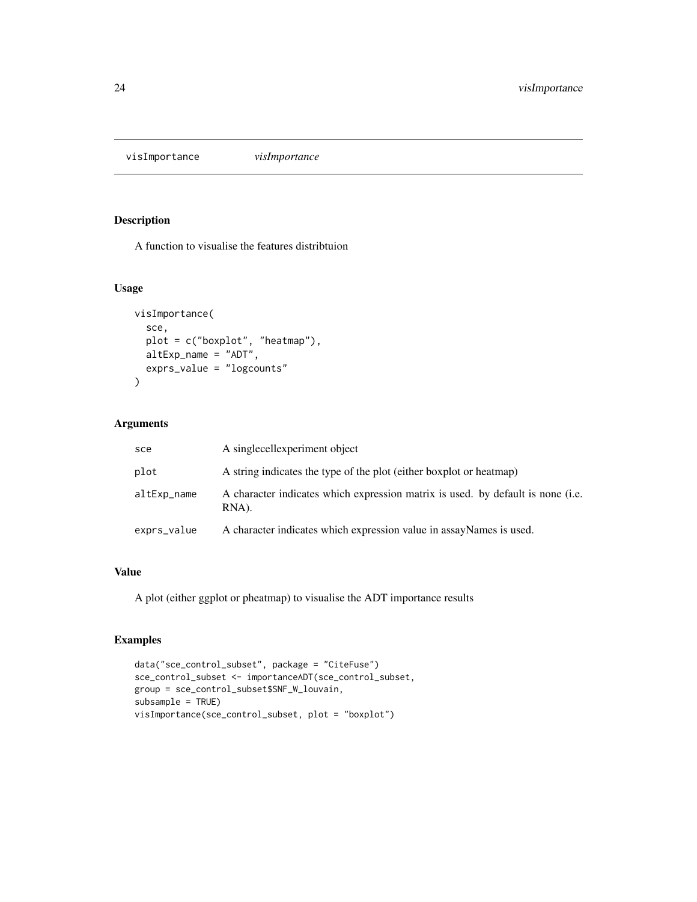## visImportance *visImportance*

### Description

A function to visualise the features distribtuion

### Usage

```
visImportance(
  sce,
  plot = c("boxplot", "heatmap"),
  altExp_name = "ADT",
  exprs_value = "logcounts"
)
```

### Arguments

| | |
|---|---|
| sce | A singlecellexperiment object |
| plot | A string indicates the type of the plot (either boxplot or heatmap) |
| altExp_name | A character indicates which expression matrix is used. by default is none (i.e. RNA). |
| exprs_value | A character indicates which expression value in assayNames is used. |

### Value

A plot (either ggplot or pheatmap) to visualise the ADT importance results

### Examples

```
data("sce_control_subset", package = "CiteFuse")
sce_control_subset <- importanceADT(sce_control_subset,
group = sce_control_subset$SNF_W_louvain,
subsample = TRUE)
visImportance(sce_control_subset, plot = "boxplot")
```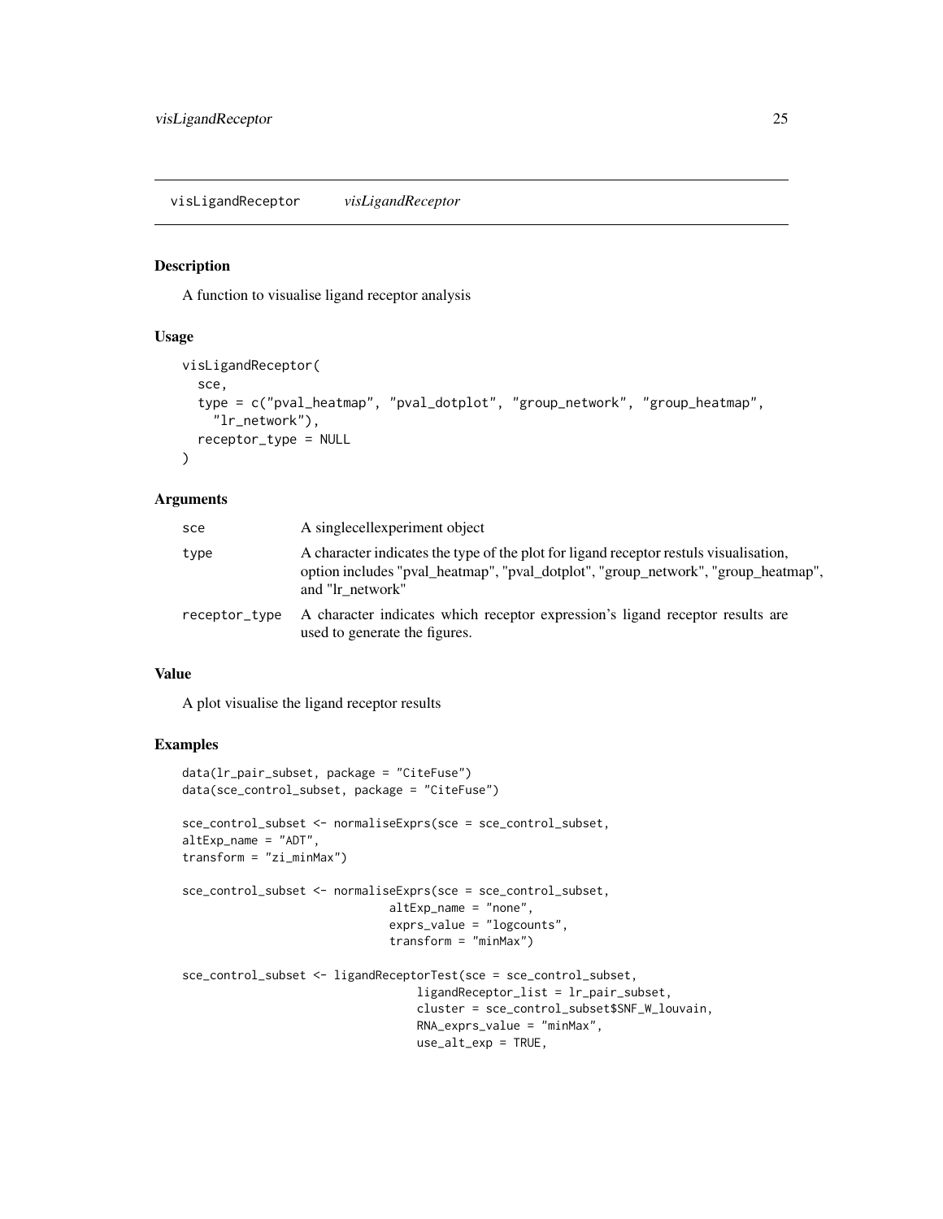## visLigandReceptor *visLigandReceptor*

### Description

A function to visualise ligand receptor analysis

### Usage

```
visLigandReceptor(
  sce,
  type = c("pval_heatmap", "pval_dotplot", "group_network", "group_heatmap",
    "lr_network"),
  receptor_type = NULL
)
```

### Arguments

| | |
|---|---|
| sce | A singlecellexperiment object |
| type | A character indicates the type of the plot for ligand receptor restuls visualisation, option includes "pval_heatmap", "pval_dotplot", "group_network", "group_heatmap", and "lr_network" |
| receptor_type | A character indicates which receptor expression's ligand receptor results are used to generate the figures. |

### Value

A plot visualise the ligand receptor results

### Examples

```
data(lr_pair_subset, package = "CiteFuse")
data(sce_control_subset, package = "CiteFuse")

sce_control_subset <- normaliseExprs(sce = sce_control_subset,
altExp_name = "ADT",
transform = "zi_minMax")

sce_control_subset <- normaliseExprs(sce = sce_control_subset,
                              altExp_name = "none",
                              exprs_value = "logcounts",
                              transform = "minMax")

sce_control_subset <- ligandReceptorTest(sce = sce_control_subset,
                                  ligandReceptor_list = lr_pair_subset,
                                  cluster = sce_control_subset$SNF_W_louvain,
                                  RNA_exprs_value = "minMax",
                                  use_alt_exp = TRUE,
```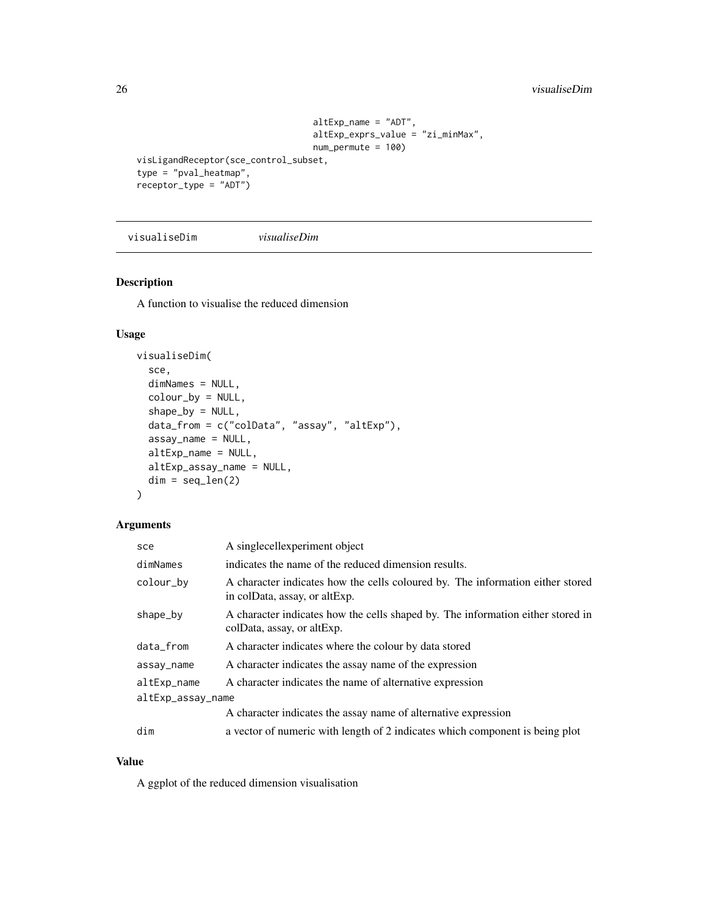```
                                    altExp_name = "ADT",
                                    altExp_exprs_value = "zi_minMax",
                                    num_permute = 100)
visLigandReceptor(sce_control_subset,
type = "pval_heatmap",
receptor_type = "ADT")
```

## visualiseDim *visualiseDim*

### Description

A function to visualise the reduced dimension

### Usage

```
visualiseDim(
  sce,
  dimNames = NULL,
  colour_by = NULL,
  shape_by = NULL,
  data_from = c("colData", "assay", "altExp"),
  assay_name = NULL,
  altExp_name = NULL,
  altExp_assay_name = NULL,
  dim = seq_len(2)
)
```

### Arguments

| | |
|---|---|
| sce | A singlecellexperiment object |
| dimNames | indicates the name of the reduced dimension results. |
| colour_by | A character indicates how the cells coloured by. The information either stored in colData, assay, or altExp. |
| shape_by | A character indicates how the cells shaped by. The information either stored in colData, assay, or altExp. |
| data_from | A character indicates where the colour by data stored |
| assay_name | A character indicates the assay name of the expression |
| altExp_name | A character indicates the name of alternative expression |
| altExp_assay_name | A character indicates the assay name of alternative expression |
| dim | a vector of numeric with length of 2 indicates which component is being plot |

### Value

A ggplot of the reduced dimension visualisation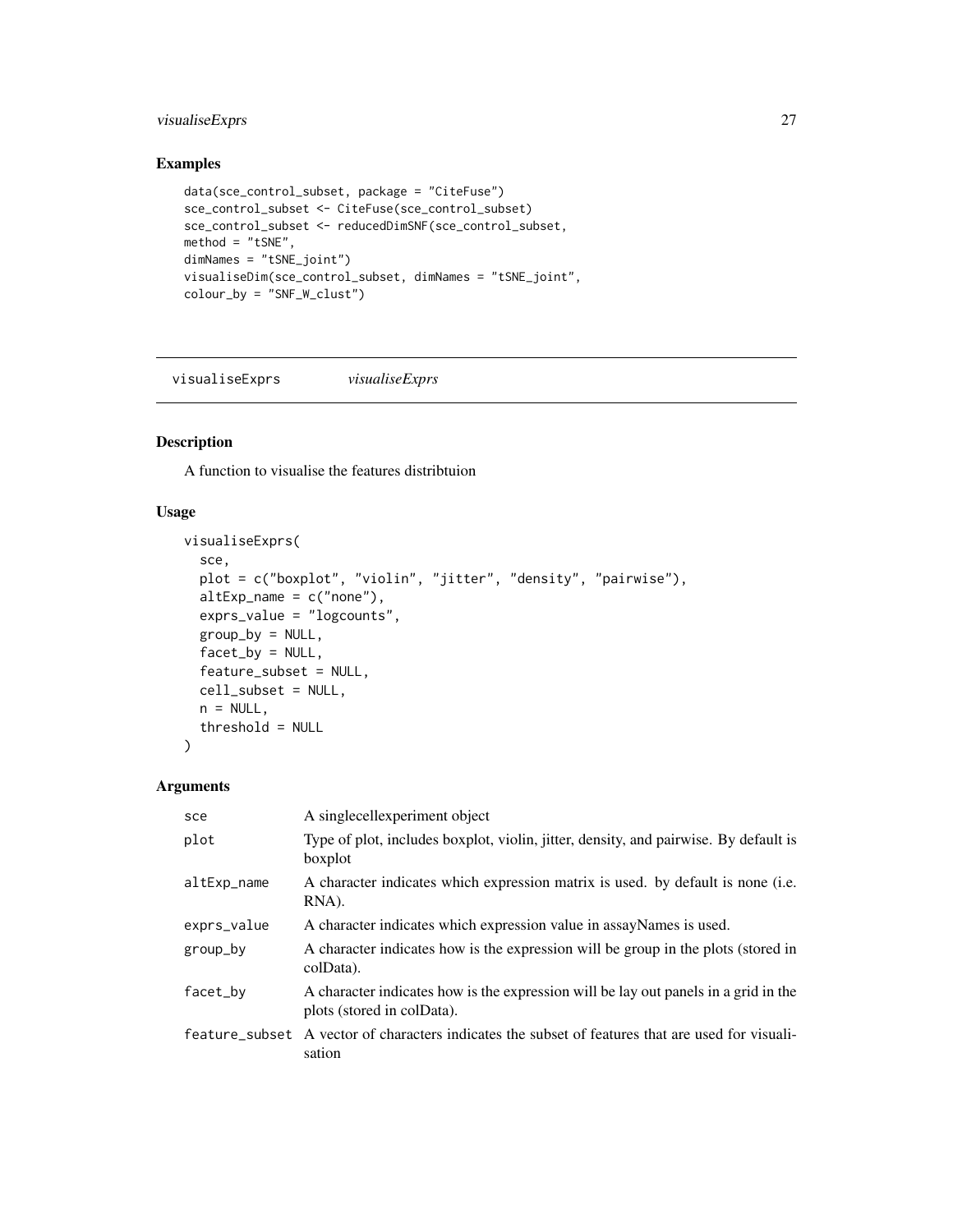## Examples

```
data(sce_control_subset, package = "CiteFuse")
sce_control_subset <- CiteFuse(sce_control_subset)
sce_control_subset <- reducedDimSNF(sce_control_subset,
method = "tSNE",
dimNames = "tSNE_joint")
visualiseDim(sce_control_subset, dimNames = "tSNE_joint",
colour_by = "SNF_W_clust")
```

---

# visualiseExprs *visualiseExprs*

---

## Description

A function to visualise the features distribtuion

## Usage

```
visualiseExprs(
  sce,
  plot = c("boxplot", "violin", "jitter", "density", "pairwise"),
  altExp_name = c("none"),
  exprs_value = "logcounts",
  group_by = NULL,
  facet_by = NULL,
  feature_subset = NULL,
  cell_subset = NULL,
  n = NULL,
  threshold = NULL
)
```

## Arguments

| | |
|---|---|
| sce | A singlecellexperiment object |
| plot | Type of plot, includes boxplot, violin, jitter, density, and pairwise. By default is boxplot |
| altExp_name | A character indicates which expression matrix is used. by default is none (i.e. RNA). |
| exprs_value | A character indicates which expression value in assayNames is used. |
| group_by | A character indicates how is the expression will be group in the plots (stored in colData). |
| facet_by | A character indicates how is the expression will be lay out panels in a grid in the plots (stored in colData). |
| feature_subset | A vector of characters indicates the subset of features that are used for visualisation |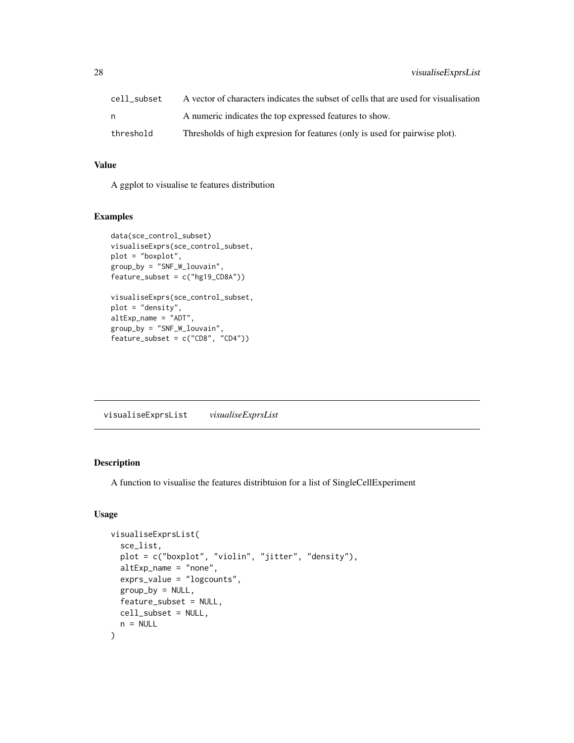| | |
|---|---|
| cell_subset | A vector of characters indicates the subset of cells that are used for visualisation |
| n | A numeric indicates the top expressed features to show. |
| threshold | Thresholds of high expresion for features (only is used for pairwise plot). |

### Value

A ggplot to visualise te features distribution

### Examples

```
data(sce_control_subset)
visualiseExprs(sce_control_subset,
plot = "boxplot",
group_by = "SNF_W_louvain",
feature_subset = c("hg19_CD8A"))

visualiseExprs(sce_control_subset,
plot = "density",
altExp_name = "ADT",
group_by = "SNF_W_louvain",
feature_subset = c("CD8", "CD4"))
```

---

## visualiseExprsList *visualiseExprsList*

### Description

A function to visualise the features distribtuion for a list of SingleCellExperiment

### Usage

```
visualiseExprsList(
  sce_list,
  plot = c("boxplot", "violin", "jitter", "density"),
  altExp_name = "none",
  exprs_value = "logcounts",
  group_by = NULL,
  feature_subset = NULL,
  cell_subset = NULL,
  n = NULL
)
```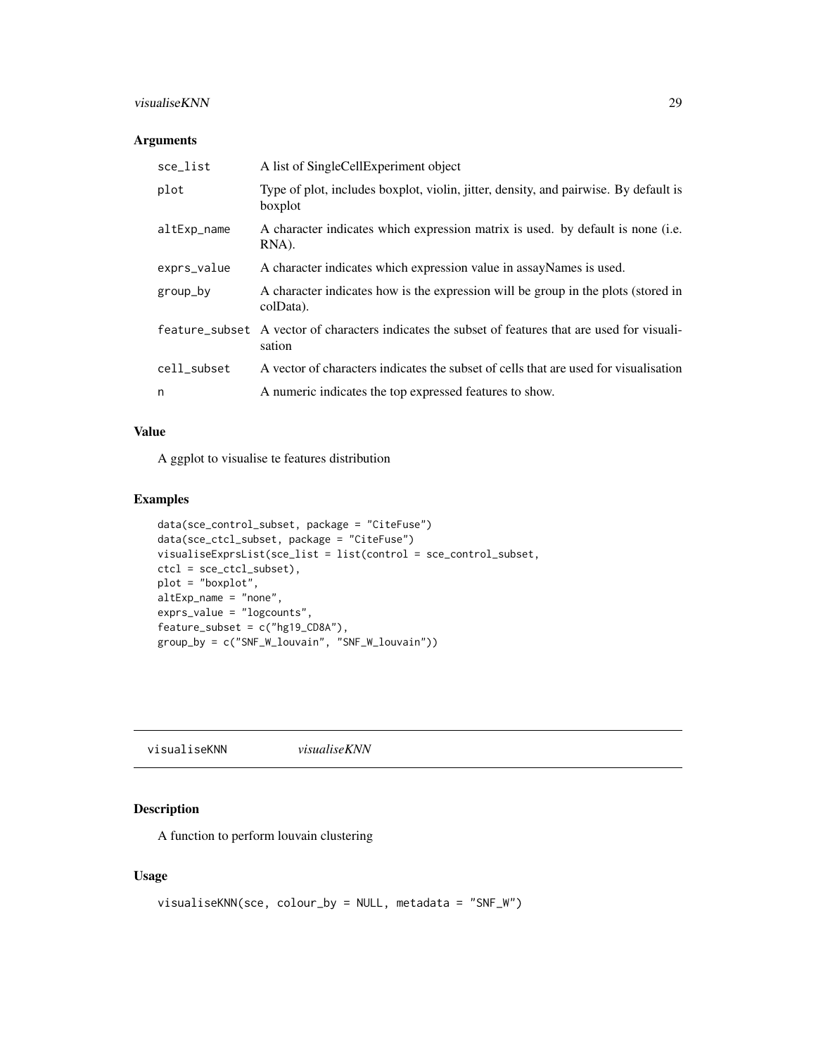## Arguments

| | |
|---|---|
| sce_list | A list of SingleCellExperiment object |
| plot | Type of plot, includes boxplot, violin, jitter, density, and pairwise. By default is boxplot |
| altExp_name | A character indicates which expression matrix is used. by default is none (i.e. RNA). |
| exprs_value | A character indicates which expression value in assayNames is used. |
| group_by | A character indicates how is the expression will be group in the plots (stored in colData). |
| feature_subset | A vector of characters indicates the subset of features that are used for visualisation |
| cell_subset | A vector of characters indicates the subset of cells that are used for visualisation |
| n | A numeric indicates the top expressed features to show. |

## Value

A ggplot to visualise te features distribution

## Examples

```
data(sce_control_subset, package = "CiteFuse")
data(sce_ctcl_subset, package = "CiteFuse")
visualiseExprsList(sce_list = list(control = sce_control_subset,
ctcl = sce_ctcl_subset),
plot = "boxplot",
altExp_name = "none",
exprs_value = "logcounts",
feature_subset = c("hg19_CD8A"),
group_by = c("SNF_W_louvain", "SNF_W_louvain"))
```

---

# visualiseKNN *visualiseKNN*

## Description

A function to perform louvain clustering

## Usage

```
visualiseKNN(sce, colour_by = NULL, metadata = "SNF_W")
```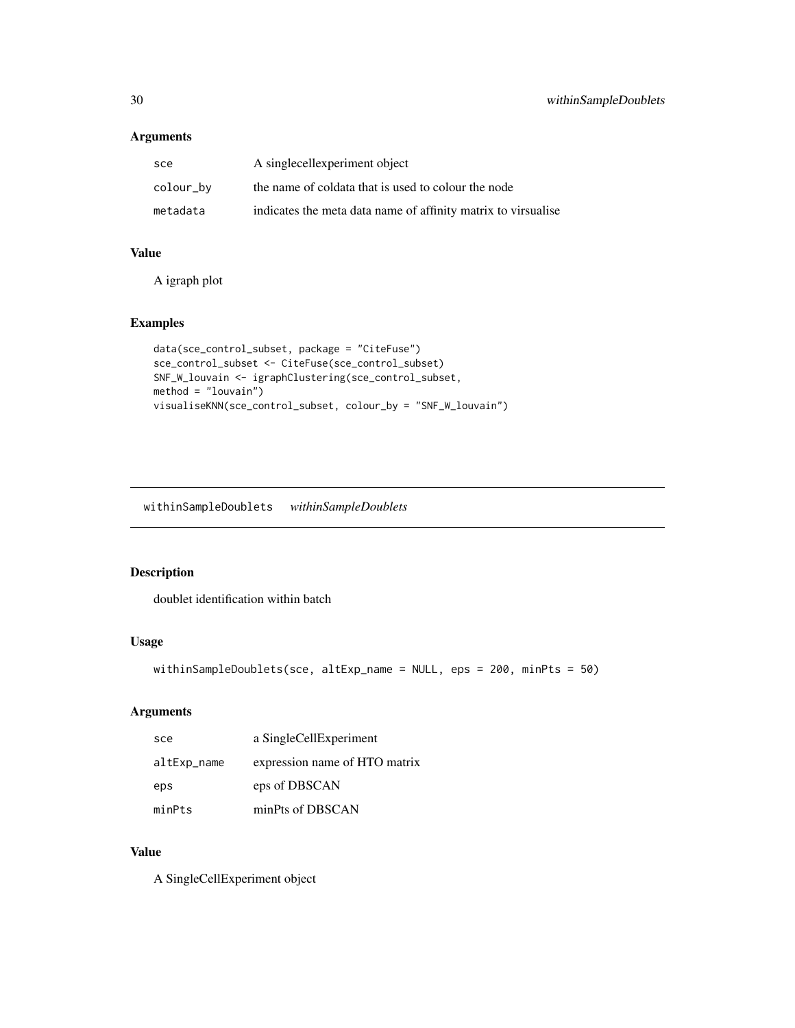### Arguments

| | |
|---|---|
| sce | A singlecellexperiment object |
| colour_by | the name of coldata that is used to colour the node |
| metadata | indicates the meta data name of affinity matrix to virsualise |

### Value

A igraph plot

### Examples

```
data(sce_control_subset, package = "CiteFuse")
sce_control_subset <- CiteFuse(sce_control_subset)
SNF_W_louvain <- igraphClustering(sce_control_subset,
method = "louvain")
visualiseKNN(sce_control_subset, colour_by = "SNF_W_louvain")
```

---

## withinSampleDoublets *withinSampleDoublets*

### Description

doublet identification within batch

### Usage

```
withinSampleDoublets(sce, altExp_name = NULL, eps = 200, minPts = 50)
```

### Arguments

| | |
|---|---|
| sce | a SingleCellExperiment |
| altExp_name | expression name of HTO matrix |
| eps | eps of DBSCAN |
| minPts | minPts of DBSCAN |

### Value

A SingleCellExperiment object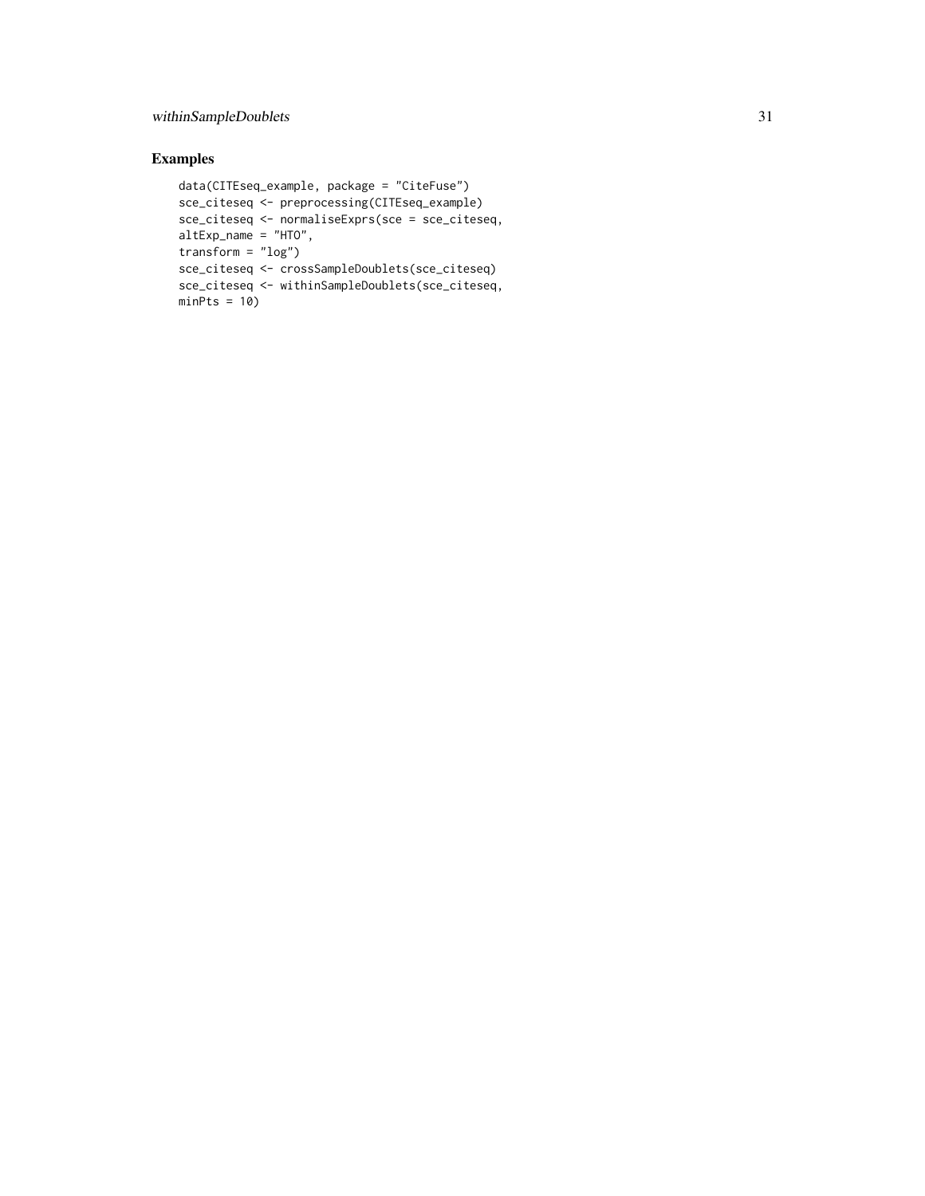## Examples

```
data(CITEseq_example, package = "CiteFuse")
sce_citeseq <- preprocessing(CITEseq_example)
sce_citeseq <- normaliseExprs(sce = sce_citeseq,
altExp_name = "HTO",
transform = "log")
sce_citeseq <- crossSampleDoublets(sce_citeseq)
sce_citeseq <- withinSampleDoublets(sce_citeseq,
minPts = 10)
```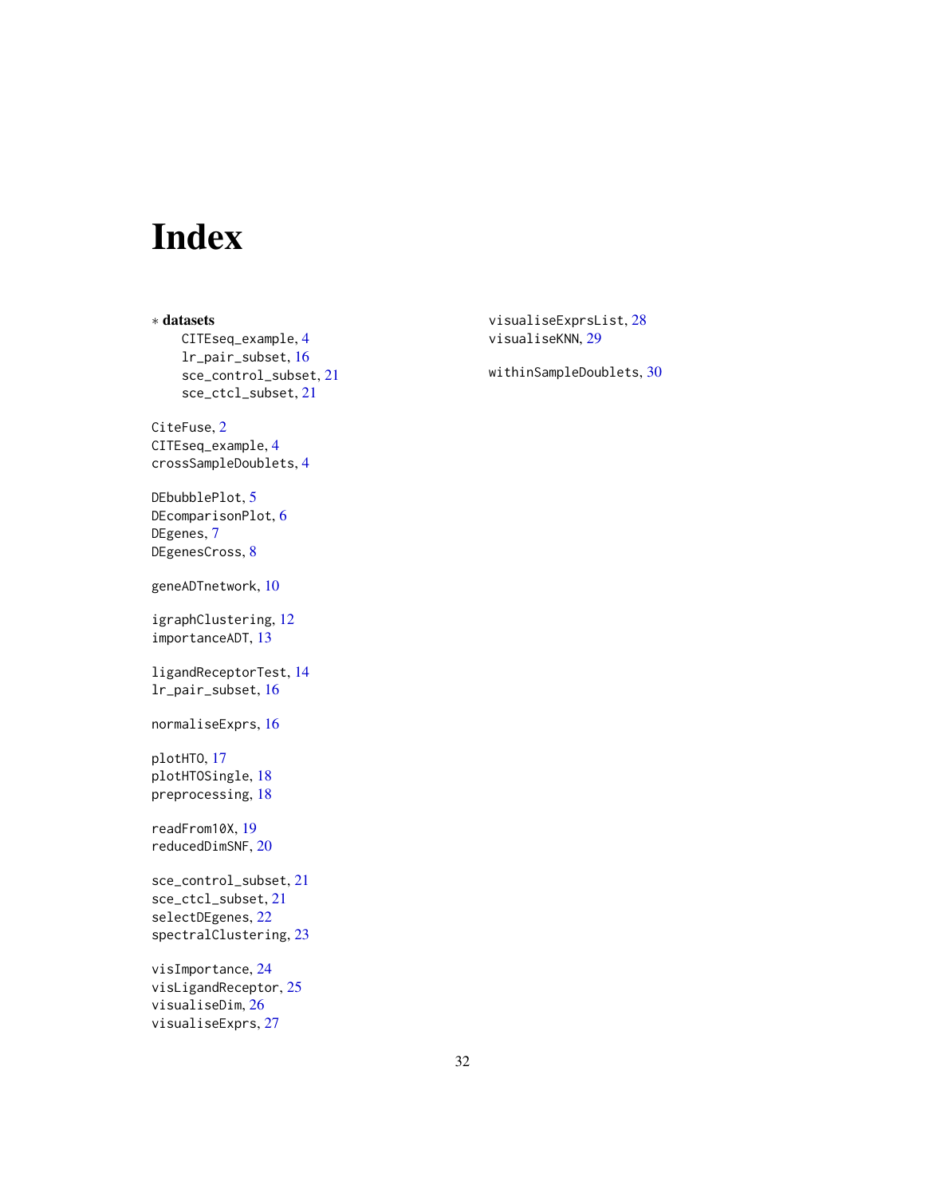# Index

∗ **datasets**

- CITEseq_example, 4
- lr_pair_subset, 16
- sce_control_subset, 21
- sce_ctcl_subset, 21

CiteFuse, 2
CITEseq_example, 4
crossSampleDoublets, 4

DEbubblePlot, 5
DEcomparisonPlot, 6
DEgenes, 7
DEgenesCross, 8

geneADTnetwork, 10

igraphClustering, 12
importanceADT, 13

ligandReceptorTest, 14
lr_pair_subset, 16

normaliseExprs, 16

plotHTO, 17
plotHTOSingle, 18
preprocessing, 18

readFrom10X, 19
reducedDimSNF, 20

sce_control_subset, 21
sce_ctcl_subset, 21
selectDEgenes, 22
spectralClustering, 23

visImportance, 24
visLigandReceptor, 25
visualiseDim, 26
visualiseExprs, 27
visualiseExprsList, 28
visualiseKNN, 29

withinSampleDoublets, 30